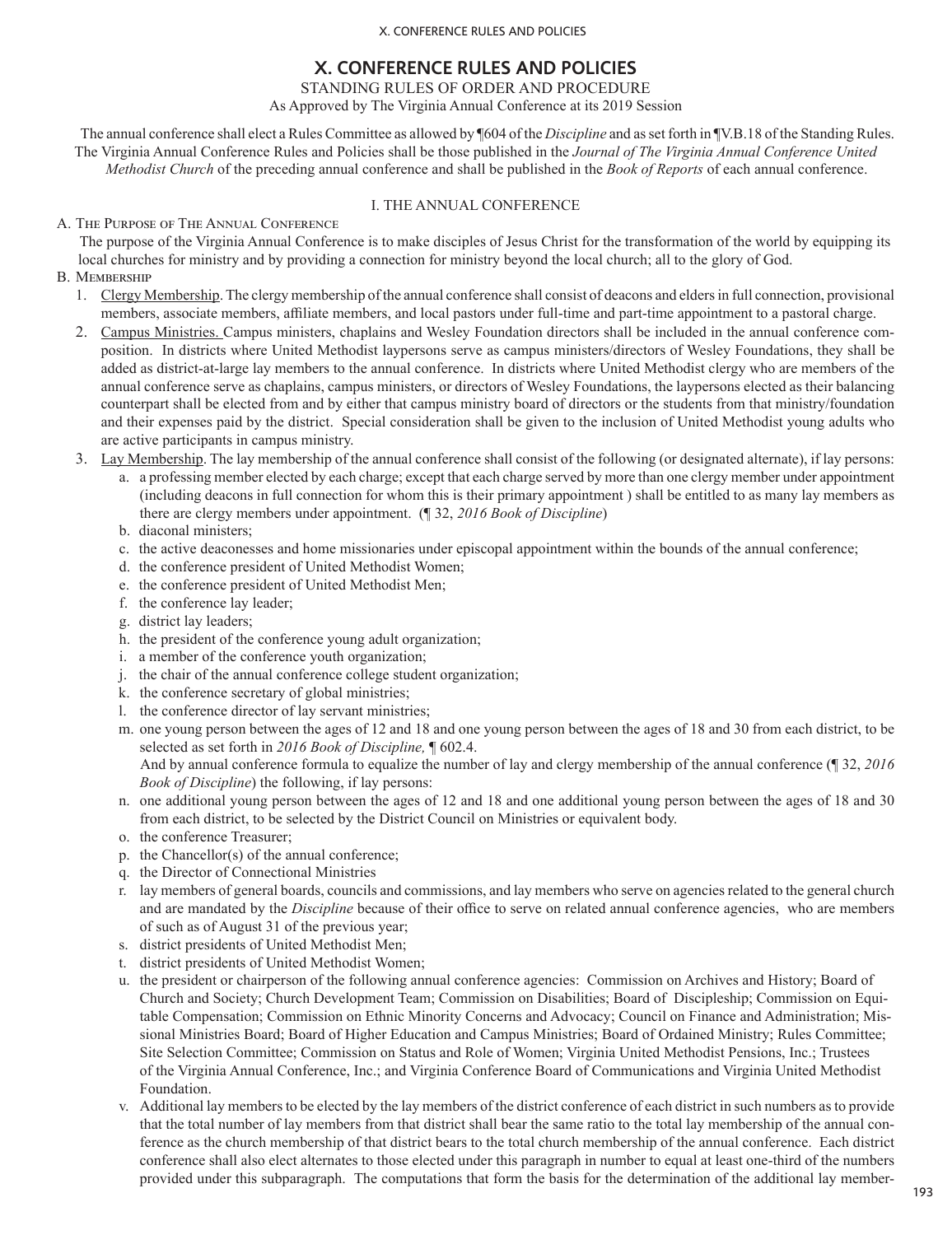# X. CONFERENCE RULES AND POLICIES

STANDING RULES OF ORDER AND PROCEDURE

As Approved by The Virginia Annual Conference at its 2019 Session

The annual conference shall elect a Rules Committee as allowed by ¶604 of the *Discipline* and as set forth in ¶V.B.18 of the Standing Rules. The Virginia Annual Conference Rules and Policies shall be those published in the *Journal of The Virginia Annual Conference United Methodist Church* of the preceding annual conference and shall be published in the *Book of Reports* of each annual conference.

## I. THE ANNUAL CONFERENCE

### A. The Purpose of The Annual Conference

The purpose of the Virginia Annual Conference is to make disciples of Jesus Christ for the transformation of the world by equipping its local churches for ministry and by providing a connection for ministry beyond the local church; all to the glory of God.

### B. Membership

1. Clergy Membership. The clergy membership of the annual conference shall consist of deacons and elders in full connection, provisional members, associate members, affiliate members, and local pastors under full-time and part-time appointment to a pastoral charge.
2. Campus Ministries. Campus ministers, chaplains and Wesley Foundation directors shall be included in the annual conference composition. In districts where United Methodist laypersons serve as campus ministers/directors of Wesley Foundations, they shall be added as district-at-large lay members to the annual conference. In districts where United Methodist clergy who are members of the annual conference serve as chaplains, campus ministers, or directors of Wesley Foundations, the laypersons elected as their balancing counterpart shall be elected from and by either that campus ministry board of directors or the students from that ministry/foundation and their expenses paid by the district. Special consideration shall be given to the inclusion of United Methodist young adults who are active participants in campus ministry.
3. Lay Membership. The lay membership of the annual conference shall consist of the following (or designated alternate), if lay persons:
   a. a professing member elected by each charge; except that each charge served by more than one clergy member under appointment (including deacons in full connection for whom this is their primary appointment ) shall be entitled to as many lay members as there are clergy members under appointment. (¶ 32, *2016 Book of Discipline*)
   b. diaconal ministers;
   c. the active deaconesses and home missionaries under episcopal appointment within the bounds of the annual conference;
   d. the conference president of United Methodist Women;
   e. the conference president of United Methodist Men;
   f. the conference lay leader;
   g. district lay leaders;
   h. the president of the conference young adult organization;
   i. a member of the conference youth organization;
   j. the chair of the annual conference college student organization;
   k. the conference secretary of global ministries;
   l. the conference director of lay servant ministries;
   m. one young person between the ages of 12 and 18 and one young person between the ages of 18 and 30 from each district, to be selected as set forth in *2016 Book of Discipline,* ¶ 602.4.

   And by annual conference formula to equalize the number of lay and clergy membership of the annual conference (¶ 32, *2016 Book of Discipline*) the following, if lay persons:

   n. one additional young person between the ages of 12 and 18 and one additional young person between the ages of 18 and 30 from each district, to be selected by the District Council on Ministries or equivalent body.
   o. the conference Treasurer;
   p. the Chancellor(s) of the annual conference;
   q. the Director of Connectional Ministries
   r. lay members of general boards, councils and commissions, and lay members who serve on agencies related to the general church and are mandated by the *Discipline* because of their office to serve on related annual conference agencies, who are members of such as of August 31 of the previous year;
   s. district presidents of United Methodist Men;
   t. district presidents of United Methodist Women;
   u. the president or chairperson of the following annual conference agencies: Commission on Archives and History; Board of Church and Society; Church Development Team; Commission on Disabilities; Board of Discipleship; Commission on Equitable Compensation; Commission on Ethnic Minority Concerns and Advocacy; Council on Finance and Administration; Missional Ministries Board; Board of Higher Education and Campus Ministries; Board of Ordained Ministry; Rules Committee; Site Selection Committee; Commission on Status and Role of Women; Virginia United Methodist Pensions, Inc.; Trustees of the Virginia Annual Conference, Inc.; and Virginia Conference Board of Communications and Virginia United Methodist Foundation.
   v. Additional lay members to be elected by the lay members of the district conference of each district in such numbers as to provide that the total number of lay members from that district shall bear the same ratio to the total lay membership of the annual conference as the church membership of that district bears to the total church membership of the annual conference. Each district conference shall also elect alternates to those elected under this paragraph in number to equal at least one-third of the numbers provided under this subparagraph. The computations that form the basis for the determination of the additional lay member-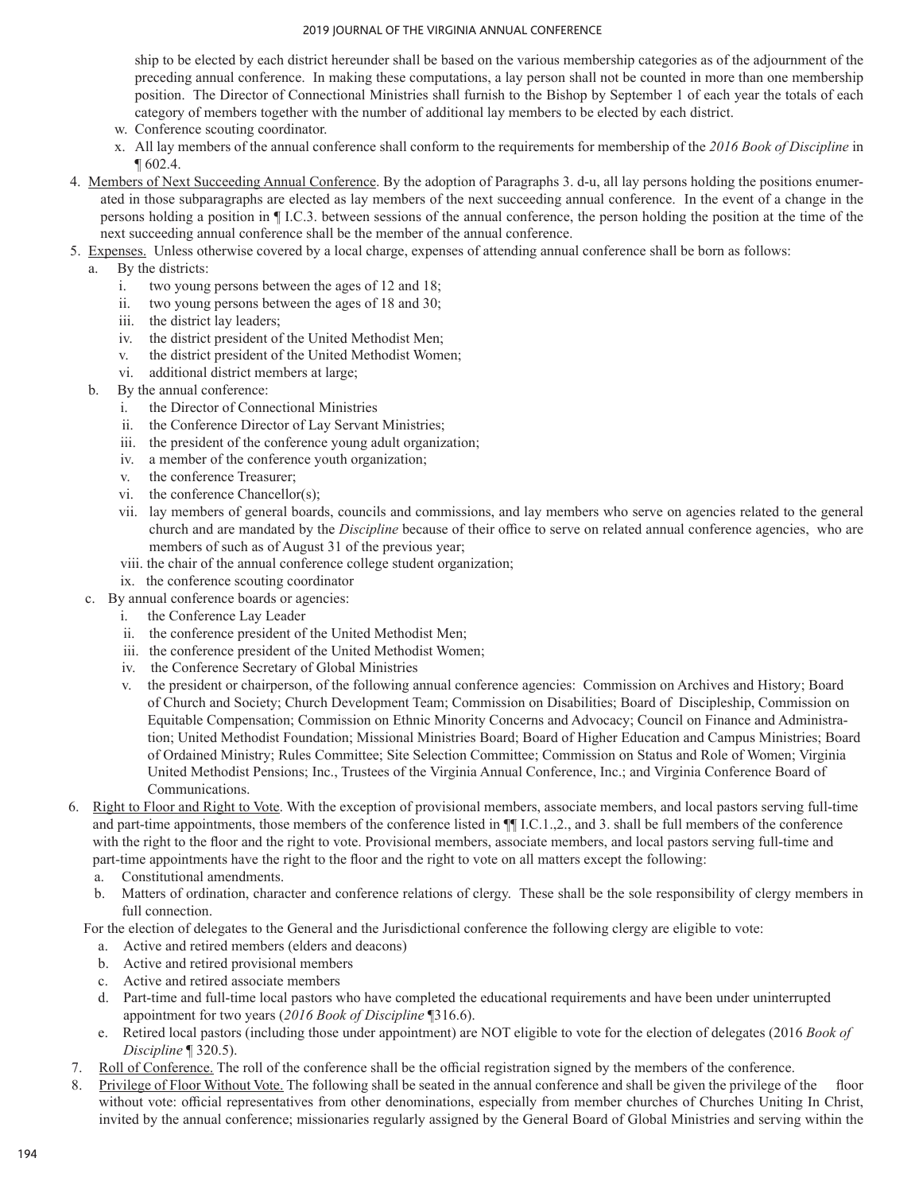ship to be elected by each district hereunder shall be based on the various membership categories as of the adjournment of the preceding annual conference. In making these computations, a lay person shall not be counted in more than one membership position. The Director of Connectional Ministries shall furnish to the Bishop by September 1 of each year the totals of each category of members together with the number of additional lay members to be elected by each district.

w. Conference scouting coordinator.

x. All lay members of the annual conference shall conform to the requirements for membership of the *2016 Book of Discipline* in ¶ 602.4.

4. Members of Next Succeeding Annual Conference. By the adoption of Paragraphs 3. d-u, all lay persons holding the positions enumerated in those subparagraphs are elected as lay members of the next succeeding annual conference. In the event of a change in the persons holding a position in ¶ I.C.3. between sessions of the annual conference, the person holding the position at the time of the next succeeding annual conference shall be the member of the annual conference.

5. Expenses. Unless otherwise covered by a local charge, expenses of attending annual conference shall be born as follows:
   - a. By the districts:
     - i. two young persons between the ages of 12 and 18;
     - ii. two young persons between the ages of 18 and 30;
     - iii. the district lay leaders;
     - iv. the district president of the United Methodist Men;
     - v. the district president of the United Methodist Women;
     - vi. additional district members at large;
   - b. By the annual conference:
     - i. the Director of Connectional Ministries
     - ii. the Conference Director of Lay Servant Ministries;
     - iii. the president of the conference young adult organization;
     - iv. a member of the conference youth organization;
     - v. the conference Treasurer;
     - vi. the conference Chancellor(s);
     - vii. lay members of general boards, councils and commissions, and lay members who serve on agencies related to the general church and are mandated by the *Discipline* because of their office to serve on related annual conference agencies, who are members of such as of August 31 of the previous year;
     - viii. the chair of the annual conference college student organization;
     - ix. the conference scouting coordinator
   - c. By annual conference boards or agencies:
     - i. the Conference Lay Leader
     - ii. the conference president of the United Methodist Men;
     - iii. the conference president of the United Methodist Women;
     - iv. the Conference Secretary of Global Ministries
     - v. the president or chairperson, of the following annual conference agencies: Commission on Archives and History; Board of Church and Society; Church Development Team; Commission on Disabilities; Board of Discipleship, Commission on Equitable Compensation; Commission on Ethnic Minority Concerns and Advocacy; Council on Finance and Administration; United Methodist Foundation; Missional Ministries Board; Board of Higher Education and Campus Ministries; Board of Ordained Ministry; Rules Committee; Site Selection Committee; Commission on Status and Role of Women; Virginia United Methodist Pensions; Inc., Trustees of the Virginia Annual Conference, Inc.; and Virginia Conference Board of Communications.

6. Right to Floor and Right to Vote. With the exception of provisional members, associate members, and local pastors serving full-time and part-time appointments, those members of the conference listed in ¶¶ I.C.1.,2., and 3. shall be full members of the conference with the right to the floor and the right to vote. Provisional members, associate members, and local pastors serving full-time and part-time appointments have the right to the floor and the right to vote on all matters except the following:
   - a. Constitutional amendments.
   - b. Matters of ordination, character and conference relations of clergy. These shall be the sole responsibility of clergy members in full connection.

   For the election of delegates to the General and the Jurisdictional conference the following clergy are eligible to vote:
   - a. Active and retired members (elders and deacons)
   - b. Active and retired provisional members
   - c. Active and retired associate members
   - d. Part-time and full-time local pastors who have completed the educational requirements and have been under uninterrupted appointment for two years (*2016 Book of Discipline* ¶316.6).
   - e. Retired local pastors (including those under appointment) are NOT eligible to vote for the election of delegates (2016 *Book of Discipline* ¶ 320.5).

7. Roll of Conference. The roll of the conference shall be the official registration signed by the members of the conference.

8. Privilege of Floor Without Vote. The following shall be seated in the annual conference and shall be given the privilege of the floor without vote: official representatives from other denominations, especially from member churches of Churches Uniting In Christ, invited by the annual conference; missionaries regularly assigned by the General Board of Global Ministries and serving within the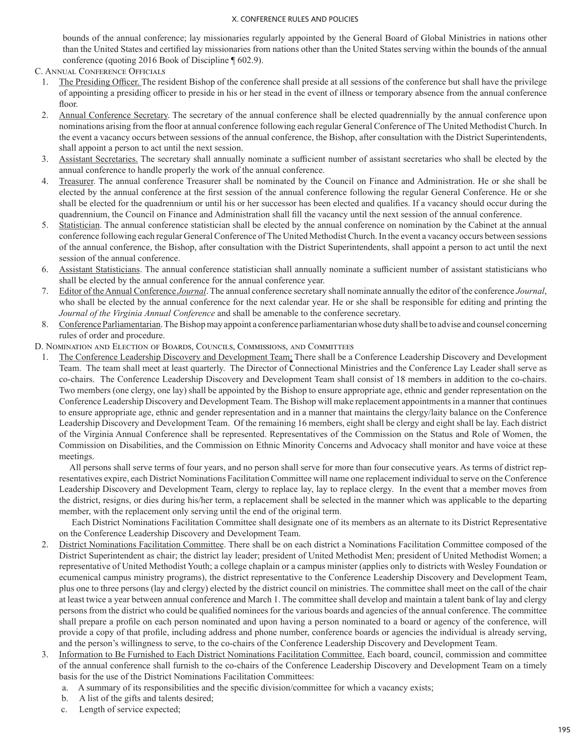bounds of the annual conference; lay missionaries regularly appointed by the General Board of Global Ministries in nations other than the United States and certified lay missionaries from nations other than the United States serving within the bounds of the annual conference (quoting 2016 Book of Discipline ¶ 602.9).

C. Annual Conference Officials

1. The Presiding Officer. The resident Bishop of the conference shall preside at all sessions of the conference but shall have the privilege of appointing a presiding officer to preside in his or her stead in the event of illness or temporary absence from the annual conference floor.
2. Annual Conference Secretary. The secretary of the annual conference shall be elected quadrennially by the annual conference upon nominations arising from the floor at annual conference following each regular General Conference of The United Methodist Church. In the event a vacancy occurs between sessions of the annual conference, the Bishop, after consultation with the District Superintendents, shall appoint a person to act until the next session.
3. Assistant Secretaries. The secretary shall annually nominate a sufficient number of assistant secretaries who shall be elected by the annual conference to handle properly the work of the annual conference.
4. Treasurer. The annual conference Treasurer shall be nominated by the Council on Finance and Administration. He or she shall be elected by the annual conference at the first session of the annual conference following the regular General Conference. He or she shall be elected for the quadrennium or until his or her successor has been elected and qualifies. If a vacancy should occur during the quadrennium, the Council on Finance and Administration shall fill the vacancy until the next session of the annual conference.
5. Statistician. The annual conference statistician shall be elected by the annual conference on nomination by the Cabinet at the annual conference following each regular General Conference of The United Methodist Church. In the event a vacancy occurs between sessions of the annual conference, the Bishop, after consultation with the District Superintendents, shall appoint a person to act until the next session of the annual conference.
6. Assistant Statisticians. The annual conference statistician shall annually nominate a sufficient number of assistant statisticians who shall be elected by the annual conference for the annual conference year.
7. Editor of the Annual Conference *Journal*. The annual conference secretary shall nominate annually the editor of the conference *Journal*, who shall be elected by the annual conference for the next calendar year. He or she shall be responsible for editing and printing the *Journal of the Virginia Annual Conference* and shall be amenable to the conference secretary.
8. Conference Parliamentarian. The Bishop may appoint a conference parliamentarian whose duty shall be to advise and counsel concerning rules of order and procedure.

D. Nomination and Election of Boards, Councils, Commissions, and Committees

1. The Conference Leadership Discovery and Development Team: There shall be a Conference Leadership Discovery and Development Team. The team shall meet at least quarterly. The Director of Connectional Ministries and the Conference Lay Leader shall serve as co-chairs. The Conference Leadership Discovery and Development Team shall consist of 18 members in addition to the co-chairs. Two members (one clergy, one lay) shall be appointed by the Bishop to ensure appropriate age, ethnic and gender representation on the Conference Leadership Discovery and Development Team. The Bishop will make replacement appointments in a manner that continues to ensure appropriate age, ethnic and gender representation and in a manner that maintains the clergy/laity balance on the Conference Leadership Discovery and Development Team. Of the remaining 16 members, eight shall be clergy and eight shall be lay. Each district of the Virginia Annual Conference shall be represented. Representatives of the Commission on the Status and Role of Women, the Commission on Disabilities, and the Commission on Ethnic Minority Concerns and Advocacy shall monitor and have voice at these meetings.

   All persons shall serve terms of four years, and no person shall serve for more than four consecutive years. As terms of district representatives expire, each District Nominations Facilitation Committee will name one replacement individual to serve on the Conference Leadership Discovery and Development Team, clergy to replace lay, lay to replace clergy. In the event that a member moves from the district, resigns, or dies during his/her term, a replacement shall be selected in the manner which was applicable to the departing member, with the replacement only serving until the end of the original term.

   Each District Nominations Facilitation Committee shall designate one of its members as an alternate to its District Representative on the Conference Leadership Discovery and Development Team.
2. District Nominations Facilitation Committee. There shall be on each district a Nominations Facilitation Committee composed of the District Superintendent as chair; the district lay leader; president of United Methodist Men; president of United Methodist Women; a representative of United Methodist Youth; a college chaplain or a campus minister (applies only to districts with Wesley Foundation or ecumenical campus ministry programs), the district representative to the Conference Leadership Discovery and Development Team, plus one to three persons (lay and clergy) elected by the district council on ministries. The committee shall meet on the call of the chair at least twice a year between annual conference and March 1. The committee shall develop and maintain a talent bank of lay and clergy persons from the district who could be qualified nominees for the various boards and agencies of the annual conference. The committee shall prepare a profile on each person nominated and upon having a person nominated to a board or agency of the conference, will provide a copy of that profile, including address and phone number, conference boards or agencies the individual is already serving, and the person's willingness to serve, to the co-chairs of the Conference Leadership Discovery and Development Team.
3. Information to Be Furnished to Each District Nominations Facilitation Committee. Each board, council, commission and committee of the annual conference shall furnish to the co-chairs of the Conference Leadership Discovery and Development Team on a timely basis for the use of the District Nominations Facilitation Committees:
   a. A summary of its responsibilities and the specific division/committee for which a vacancy exists;
   b. A list of the gifts and talents desired;
   c. Length of service expected;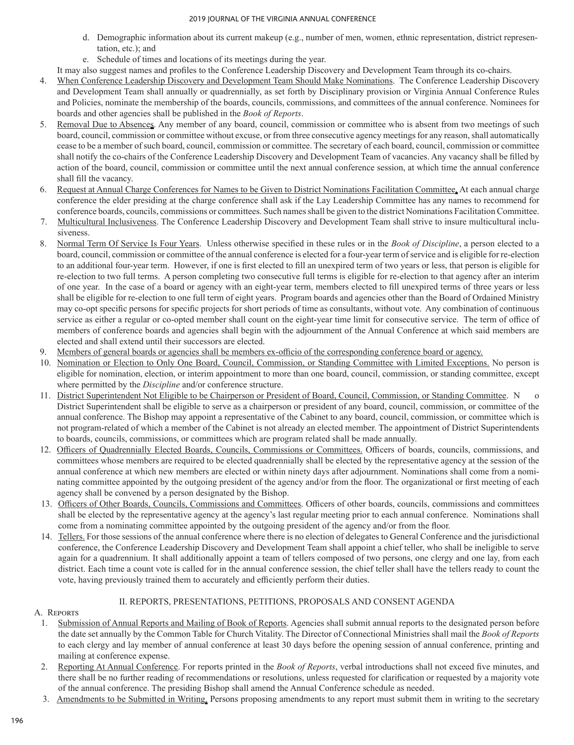d. Demographic information about its current makeup (e.g., number of men, women, ethnic representation, district representation, etc.); and
   e. Schedule of times and locations of its meetings during the year.

   It may also suggest names and profiles to the Conference Leadership Discovery and Development Team through its co-chairs.

4. When Conference Leadership Discovery and Development Team Should Make Nominations. The Conference Leadership Discovery and Development Team shall annually or quadrennially, as set forth by Disciplinary provision or Virginia Annual Conference Rules and Policies, nominate the membership of the boards, councils, commissions, and committees of the annual conference. Nominees for boards and other agencies shall be published in the *Book of Reports*.
5. Removal Due to Absences. Any member of any board, council, commission or committee who is absent from two meetings of such board, council, commission or committee without excuse, or from three consecutive agency meetings for any reason, shall automatically cease to be a member of such board, council, commission or committee. The secretary of each board, council, commission or committee shall notify the co-chairs of the Conference Leadership Discovery and Development Team of vacancies. Any vacancy shall be filled by action of the board, council, commission or committee until the next annual conference session, at which time the annual conference shall fill the vacancy.
6. Request at Annual Charge Conferences for Names to be Given to District Nominations Facilitation Committee. At each annual charge conference the elder presiding at the charge conference shall ask if the Lay Leadership Committee has any names to recommend for conference boards, councils, commissions or committees. Such names shall be given to the district Nominations Facilitation Committee.
7. Multicultural Inclusiveness. The Conference Leadership Discovery and Development Team shall strive to insure multicultural inclusiveness.
8. Normal Term Of Service Is Four Years. Unless otherwise specified in these rules or in the *Book of Discipline*, a person elected to a board, council, commission or committee of the annual conference is elected for a four-year term of service and is eligible for re-election to an additional four-year term. However, if one is first elected to fill an unexpired term of two years or less, that person is eligible for re-election to two full terms. A person completing two consecutive full terms is eligible for re-election to that agency after an interim of one year. In the case of a board or agency with an eight-year term, members elected to fill unexpired terms of three years or less shall be eligible for re-election to one full term of eight years. Program boards and agencies other than the Board of Ordained Ministry may co-opt specific persons for specific projects for short periods of time as consultants, without vote. Any combination of continuous service as either a regular or co-opted member shall count on the eight-year time limit for consecutive service. The term of office of members of conference boards and agencies shall begin with the adjournment of the Annual Conference at which said members are elected and shall extend until their successors are elected.
9. Members of general boards or agencies shall be members ex-officio of the corresponding conference board or agency.
10. Nomination or Election to Only One Board, Council, Commission, or Standing Committee with Limited Exceptions. No person is eligible for nomination, election, or interim appointment to more than one board, council, commission, or standing committee, except where permitted by the *Discipline* and/or conference structure.
11. District Superintendent Not Eligible to be Chairperson or President of Board, Council, Commission, or Standing Committee. No District Superintendent shall be eligible to serve as a chairperson or president of any board, council, commission, or committee of the annual conference. The Bishop may appoint a representative of the Cabinet to any board, council, commission, or committee which is not program-related of which a member of the Cabinet is not already an elected member. The appointment of District Superintendents to boards, councils, commissions, or committees which are program related shall be made annually.
12. Officers of Quadrennially Elected Boards, Councils, Commissions or Committees. Officers of boards, councils, commissions, and committees whose members are required to be elected quadrennially shall be elected by the representative agency at the session of the annual conference at which new members are elected or within ninety days after adjournment. Nominations shall come from a nominating committee appointed by the outgoing president of the agency and/or from the floor. The organizational or first meeting of each agency shall be convened by a person designated by the Bishop.
13. Officers of Other Boards, Councils, Commissions and Committees. Officers of other boards, councils, commissions and committees shall be elected by the representative agency at the agency's last regular meeting prior to each annual conference. Nominations shall come from a nominating committee appointed by the outgoing president of the agency and/or from the floor.
14. Tellers. For those sessions of the annual conference where there is no election of delegates to General Conference and the jurisdictional conference, the Conference Leadership Discovery and Development Team shall appoint a chief teller, who shall be ineligible to serve again for a quadrennium. It shall additionally appoint a team of tellers composed of two persons, one clergy and one lay, from each district. Each time a count vote is called for in the annual conference session, the chief teller shall have the tellers ready to count the vote, having previously trained them to accurately and efficiently perform their duties.

## II. REPORTS, PRESENTATIONS, PETITIONS, PROPOSALS AND CONSENT AGENDA

### A. Reports

1. Submission of Annual Reports and Mailing of Book of Reports. Agencies shall submit annual reports to the designated person before the date set annually by the Common Table for Church Vitality. The Director of Connectional Ministries shall mail the *Book of Reports* to each clergy and lay member of annual conference at least 30 days before the opening session of annual conference, printing and mailing at conference expense.
2. Reporting At Annual Conference. For reports printed in the *Book of Reports*, verbal introductions shall not exceed five minutes, and there shall be no further reading of recommendations or resolutions, unless requested for clarification or requested by a majority vote of the annual conference. The presiding Bishop shall amend the Annual Conference schedule as needed.
3. Amendments to be Submitted in Writing. Persons proposing amendments to any report must submit them in writing to the secretary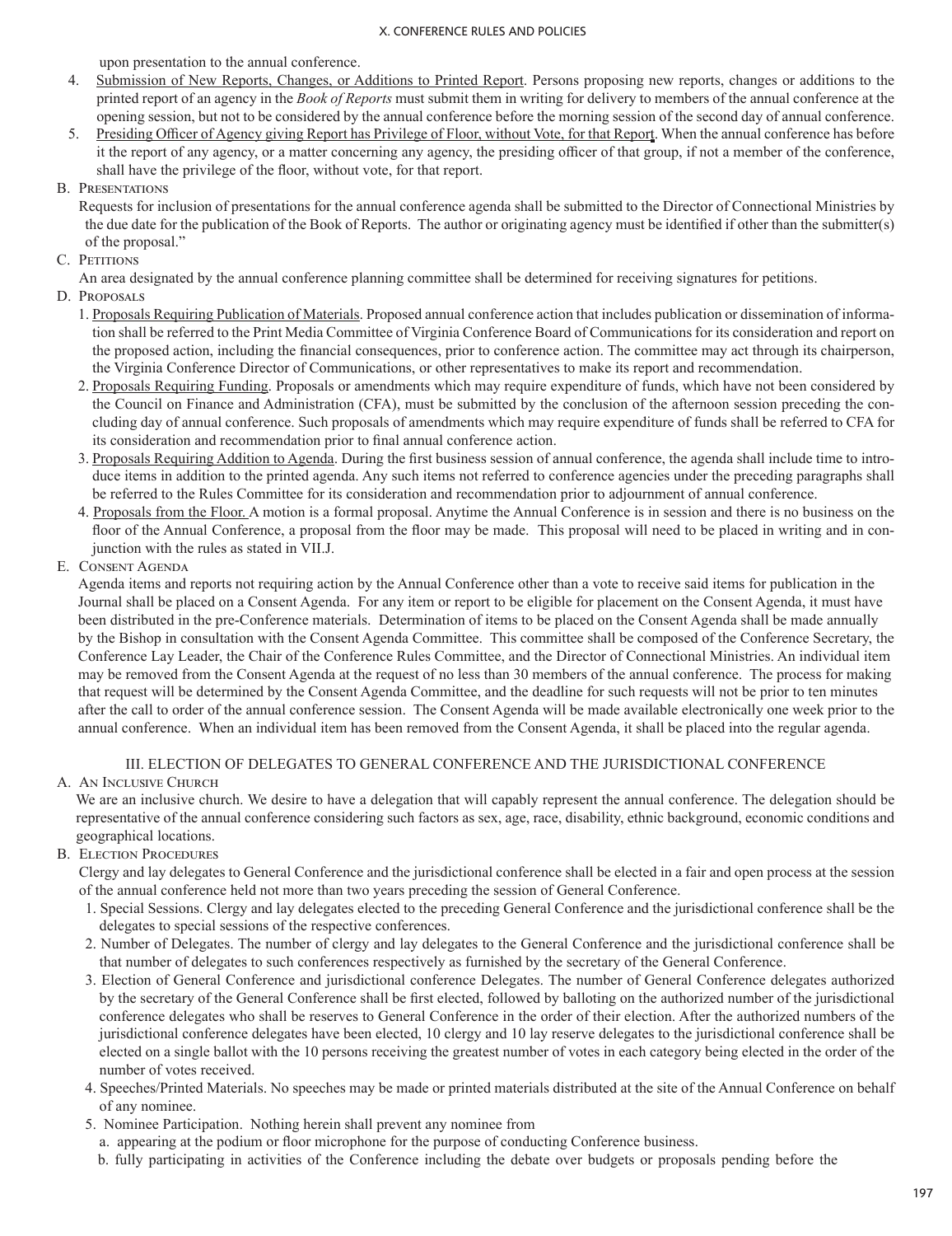upon presentation to the annual conference.

4. Submission of New Reports, Changes, or Additions to Printed Report. Persons proposing new reports, changes or additions to the printed report of an agency in the *Book of Reports* must submit them in writing for delivery to members of the annual conference at the opening session, but not to be considered by the annual conference before the morning session of the second day of annual conference.
5. Presiding Officer of Agency giving Report has Privilege of Floor, without Vote, for that Report. When the annual conference has before it the report of any agency, or a matter concerning any agency, the presiding officer of that group, if not a member of the conference, shall have the privilege of the floor, without vote, for that report.

B. Presentations

Requests for inclusion of presentations for the annual conference agenda shall be submitted to the Director of Connectional Ministries by the due date for the publication of the Book of Reports. The author or originating agency must be identified if other than the submitter(s) of the proposal."

C. Petitions

An area designated by the annual conference planning committee shall be determined for receiving signatures for petitions.

D. Proposals

1. Proposals Requiring Publication of Materials. Proposed annual conference action that includes publication or dissemination of information shall be referred to the Print Media Committee of Virginia Conference Board of Communications for its consideration and report on the proposed action, including the financial consequences, prior to conference action. The committee may act through its chairperson, the Virginia Conference Director of Communications, or other representatives to make its report and recommendation.
2. Proposals Requiring Funding. Proposals or amendments which may require expenditure of funds, which have not been considered by the Council on Finance and Administration (CFA), must be submitted by the conclusion of the afternoon session preceding the concluding day of annual conference. Such proposals of amendments which may require expenditure of funds shall be referred to CFA for its consideration and recommendation prior to final annual conference action.
3. Proposals Requiring Addition to Agenda. During the first business session of annual conference, the agenda shall include time to introduce items in addition to the printed agenda. Any such items not referred to conference agencies under the preceding paragraphs shall be referred to the Rules Committee for its consideration and recommendation prior to adjournment of annual conference.
4. Proposals from the Floor. A motion is a formal proposal. Anytime the Annual Conference is in session and there is no business on the floor of the Annual Conference, a proposal from the floor may be made. This proposal will need to be placed in writing and in conjunction with the rules as stated in VII.J.

E. Consent Agenda

Agenda items and reports not requiring action by the Annual Conference other than a vote to receive said items for publication in the Journal shall be placed on a Consent Agenda. For any item or report to be eligible for placement on the Consent Agenda, it must have been distributed in the pre-Conference materials. Determination of items to be placed on the Consent Agenda shall be made annually by the Bishop in consultation with the Consent Agenda Committee. This committee shall be composed of the Conference Secretary, the Conference Lay Leader, the Chair of the Conference Rules Committee, and the Director of Connectional Ministries. An individual item may be removed from the Consent Agenda at the request of no less than 30 members of the annual conference. The process for making that request will be determined by the Consent Agenda Committee, and the deadline for such requests will not be prior to ten minutes after the call to order of the annual conference session. The Consent Agenda will be made available electronically one week prior to the annual conference. When an individual item has been removed from the Consent Agenda, it shall be placed into the regular agenda.

## III. ELECTION OF DELEGATES TO GENERAL CONFERENCE AND THE JURISDICTIONAL CONFERENCE

A. An Inclusive Church

We are an inclusive church. We desire to have a delegation that will capably represent the annual conference. The delegation should be representative of the annual conference considering such factors as sex, age, race, disability, ethnic background, economic conditions and geographical locations.

B. Election Procedures

Clergy and lay delegates to General Conference and the jurisdictional conference shall be elected in a fair and open process at the session of the annual conference held not more than two years preceding the session of General Conference.

1. Special Sessions. Clergy and lay delegates elected to the preceding General Conference and the jurisdictional conference shall be the delegates to special sessions of the respective conferences.
2. Number of Delegates. The number of clergy and lay delegates to the General Conference and the jurisdictional conference shall be that number of delegates to such conferences respectively as furnished by the secretary of the General Conference.
3. Election of General Conference and jurisdictional conference Delegates. The number of General Conference delegates authorized by the secretary of the General Conference shall be first elected, followed by balloting on the authorized number of the jurisdictional conference delegates who shall be reserves to General Conference in the order of their election. After the authorized numbers of the jurisdictional conference delegates have been elected, 10 clergy and 10 lay reserve delegates to the jurisdictional conference shall be elected on a single ballot with the 10 persons receiving the greatest number of votes in each category being elected in the order of the number of votes received.
4. Speeches/Printed Materials. No speeches may be made or printed materials distributed at the site of the Annual Conference on behalf of any nominee.
5. Nominee Participation. Nothing herein shall prevent any nominee from
   a. appearing at the podium or floor microphone for the purpose of conducting Conference business.
   b. fully participating in activities of the Conference including the debate over budgets or proposals pending before the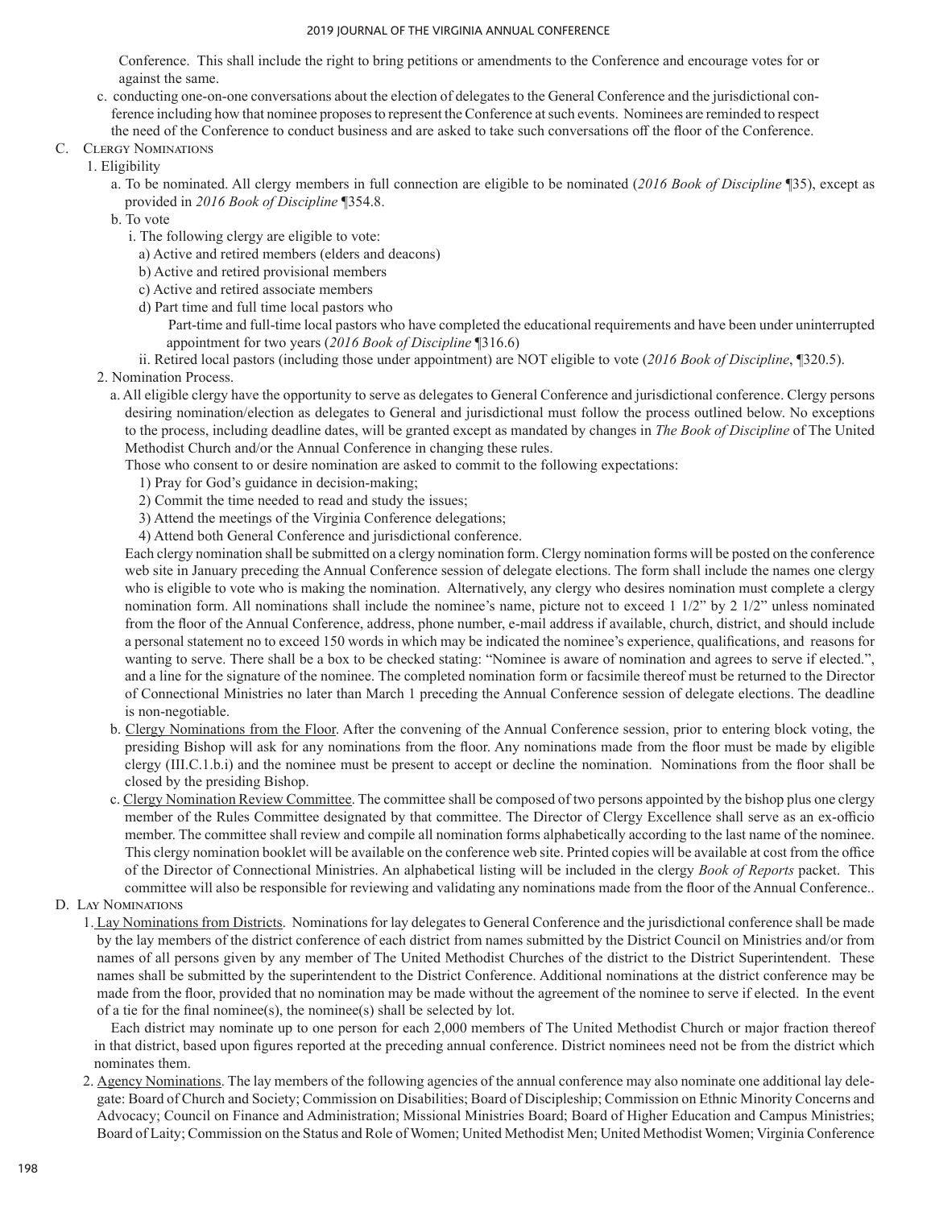Conference. This shall include the right to bring petitions or amendments to the Conference and encourage votes for or against the same.

c. conducting one-on-one conversations about the election of delegates to the General Conference and the jurisdictional conference including how that nominee proposes to represent the Conference at such events. Nominees are reminded to respect the need of the Conference to conduct business and are asked to take such conversations off the floor of the Conference.

C. Clergy Nominations

1. Eligibility

a. To be nominated. All clergy members in full connection are eligible to be nominated (*2016 Book of Discipline* ¶35), except as provided in *2016 Book of Discipline* ¶354.8.

b. To vote

i. The following clergy are eligible to vote:

a) Active and retired members (elders and deacons)

b) Active and retired provisional members

c) Active and retired associate members

d) Part time and full time local pastors who

Part-time and full-time local pastors who have completed the educational requirements and have been under uninterrupted appointment for two years (*2016 Book of Discipline* ¶316.6)

ii. Retired local pastors (including those under appointment) are NOT eligible to vote (*2016 Book of Discipline*, ¶320.5).

2. Nomination Process.

a. All eligible clergy have the opportunity to serve as delegates to General Conference and jurisdictional conference. Clergy persons desiring nomination/election as delegates to General and jurisdictional must follow the process outlined below. No exceptions to the process, including deadline dates, will be granted except as mandated by changes in *The Book of Discipline* of The United Methodist Church and/or the Annual Conference in changing these rules.

Those who consent to or desire nomination are asked to commit to the following expectations:

1) Pray for God's guidance in decision-making;

2) Commit the time needed to read and study the issues;

3) Attend the meetings of the Virginia Conference delegations;

4) Attend both General Conference and jurisdictional conference.

Each clergy nomination shall be submitted on a clergy nomination form. Clergy nomination forms will be posted on the conference web site in January preceding the Annual Conference session of delegate elections. The form shall include the names one clergy who is eligible to vote who is making the nomination. Alternatively, any clergy who desires nomination must complete a clergy nomination form. All nominations shall include the nominee's name, picture not to exceed 1 1/2" by 2 1/2" unless nominated from the floor of the Annual Conference, address, phone number, e-mail address if available, church, district, and should include a personal statement no to exceed 150 words in which may be indicated the nominee's experience, qualifications, and reasons for wanting to serve. There shall be a box to be checked stating: "Nominee is aware of nomination and agrees to serve if elected.", and a line for the signature of the nominee. The completed nomination form or facsimile thereof must be returned to the Director of Connectional Ministries no later than March 1 preceding the Annual Conference session of delegate elections. The deadline is non-negotiable.

b. Clergy Nominations from the Floor. After the convening of the Annual Conference session, prior to entering block voting, the presiding Bishop will ask for any nominations from the floor. Any nominations made from the floor must be made by eligible clergy (III.C.1.b.i) and the nominee must be present to accept or decline the nomination. Nominations from the floor shall be closed by the presiding Bishop.

c. Clergy Nomination Review Committee. The committee shall be composed of two persons appointed by the bishop plus one clergy member of the Rules Committee designated by that committee. The Director of Clergy Excellence shall serve as an ex-officio member. The committee shall review and compile all nomination forms alphabetically according to the last name of the nominee. This clergy nomination booklet will be available on the conference web site. Printed copies will be available at cost from the office of the Director of Connectional Ministries. An alphabetical listing will be included in the clergy *Book of Reports* packet. This committee will also be responsible for reviewing and validating any nominations made from the floor of the Annual Conference..

D. Lay Nominations

1. Lay Nominations from Districts. Nominations for lay delegates to General Conference and the jurisdictional conference shall be made by the lay members of the district conference of each district from names submitted by the District Council on Ministries and/or from names of all persons given by any member of The United Methodist Churches of the district to the District Superintendent. These names shall be submitted by the superintendent to the District Conference. Additional nominations at the district conference may be made from the floor, provided that no nomination may be made without the agreement of the nominee to serve if elected. In the event of a tie for the final nominee(s), the nominee(s) shall be selected by lot.

Each district may nominate up to one person for each 2,000 members of The United Methodist Church or major fraction thereof in that district, based upon figures reported at the preceding annual conference. District nominees need not be from the district which nominates them.

2. Agency Nominations. The lay members of the following agencies of the annual conference may also nominate one additional lay delegate: Board of Church and Society; Commission on Disabilities; Board of Discipleship; Commission on Ethnic Minority Concerns and Advocacy; Council on Finance and Administration; Missional Ministries Board; Board of Higher Education and Campus Ministries; Board of Laity; Commission on the Status and Role of Women; United Methodist Men; United Methodist Women; Virginia Conference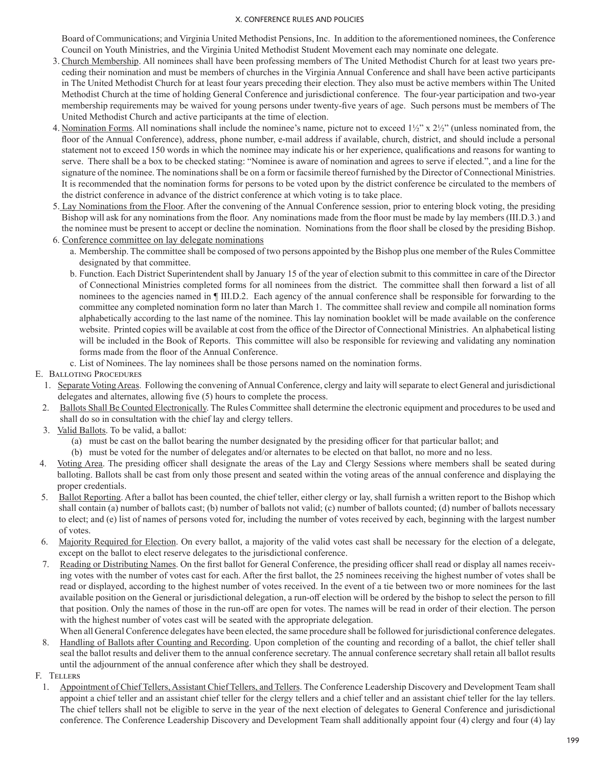Board of Communications; and Virginia United Methodist Pensions, Inc. In addition to the aforementioned nominees, the Conference Council on Youth Ministries, and the Virginia United Methodist Student Movement each may nominate one delegate.

3. Church Membership. All nominees shall have been professing members of The United Methodist Church for at least two years preceding their nomination and must be members of churches in the Virginia Annual Conference and shall have been active participants in The United Methodist Church for at least four years preceding their election. They also must be active members within The United Methodist Church at the time of holding General Conference and jurisdictional conference. The four-year participation and two-year membership requirements may be waived for young persons under twenty-five years of age. Such persons must be members of The United Methodist Church and active participants at the time of election.
4. Nomination Forms. All nominations shall include the nominee's name, picture not to exceed 1½" x 2½" (unless nominated from, the floor of the Annual Conference), address, phone number, e-mail address if available, church, district, and should include a personal statement not to exceed 150 words in which the nominee may indicate his or her experience, qualifications and reasons for wanting to serve. There shall be a box to be checked stating: "Nominee is aware of nomination and agrees to serve if elected.", and a line for the signature of the nominee. The nominations shall be on a form or facsimile thereof furnished by the Director of Connectional Ministries. It is recommended that the nomination forms for persons to be voted upon by the district conference be circulated to the members of the district conference in advance of the district conference at which voting is to take place.
5. Lay Nominations from the Floor. After the convening of the Annual Conference session, prior to entering block voting, the presiding Bishop will ask for any nominations from the floor. Any nominations made from the floor must be made by lay members (III.D.3.) and the nominee must be present to accept or decline the nomination. Nominations from the floor shall be closed by the presiding Bishop.
6. Conference committee on lay delegate nominations
   a. Membership. The committee shall be composed of two persons appointed by the Bishop plus one member of the Rules Committee designated by that committee.
   b. Function. Each District Superintendent shall by January 15 of the year of election submit to this committee in care of the Director of Connectional Ministries completed forms for all nominees from the district. The committee shall then forward a list of all nominees to the agencies named in ¶ III.D.2. Each agency of the annual conference shall be responsible for forwarding to the committee any completed nomination form no later than March 1. The committee shall review and compile all nomination forms alphabetically according to the last name of the nominee. This lay nomination booklet will be made available on the conference website. Printed copies will be available at cost from the office of the Director of Connectional Ministries. An alphabetical listing will be included in the Book of Reports. This committee will also be responsible for reviewing and validating any nomination forms made from the floor of the Annual Conference.
   c. List of Nominees. The lay nominees shall be those persons named on the nomination forms.

E. Balloting Procedures

1. Separate Voting Areas. Following the convening of Annual Conference, clergy and laity will separate to elect General and jurisdictional delegates and alternates, allowing five (5) hours to complete the process.
2. Ballots Shall Be Counted Electronically. The Rules Committee shall determine the electronic equipment and procedures to be used and shall do so in consultation with the chief lay and clergy tellers.
3. Valid Ballots. To be valid, a ballot:
   (a) must be cast on the ballot bearing the number designated by the presiding officer for that particular ballot; and
   (b) must be voted for the number of delegates and/or alternates to be elected on that ballot, no more and no less.
4. Voting Area. The presiding officer shall designate the areas of the Lay and Clergy Sessions where members shall be seated during balloting. Ballots shall be cast from only those present and seated within the voting areas of the annual conference and displaying the proper credentials.
5. Ballot Reporting. After a ballot has been counted, the chief teller, either clergy or lay, shall furnish a written report to the Bishop which shall contain (a) number of ballots cast; (b) number of ballots not valid; (c) number of ballots counted; (d) number of ballots necessary to elect; and (e) list of names of persons voted for, including the number of votes received by each, beginning with the largest number of votes.
6. Majority Required for Election. On every ballot, a majority of the valid votes cast shall be necessary for the election of a delegate, except on the ballot to elect reserve delegates to the jurisdictional conference.
7. Reading or Distributing Names. On the first ballot for General Conference, the presiding officer shall read or display all names receiving votes with the number of votes cast for each. After the first ballot, the 25 nominees receiving the highest number of votes shall be read or displayed, according to the highest number of votes received. In the event of a tie between two or more nominees for the last available position on the General or jurisdictional delegation, a run-off election will be ordered by the bishop to select the person to fill that position. Only the names of those in the run-off are open for votes. The names will be read in order of their election. The person with the highest number of votes cast will be seated with the appropriate delegation.
   When all General Conference delegates have been elected, the same procedure shall be followed for jurisdictional conference delegates.
8. Handling of Ballots after Counting and Recording. Upon completion of the counting and recording of a ballot, the chief teller shall seal the ballot results and deliver them to the annual conference secretary. The annual conference secretary shall retain all ballot results until the adjournment of the annual conference after which they shall be destroyed.

F. Tellers

1. Appointment of Chief Tellers, Assistant Chief Tellers, and Tellers. The Conference Leadership Discovery and Development Team shall appoint a chief teller and an assistant chief teller for the clergy tellers and a chief teller and an assistant chief teller for the lay tellers. The chief tellers shall not be eligible to serve in the year of the next election of delegates to General Conference and jurisdictional conference. The Conference Leadership Discovery and Development Team shall additionally appoint four (4) clergy and four (4) lay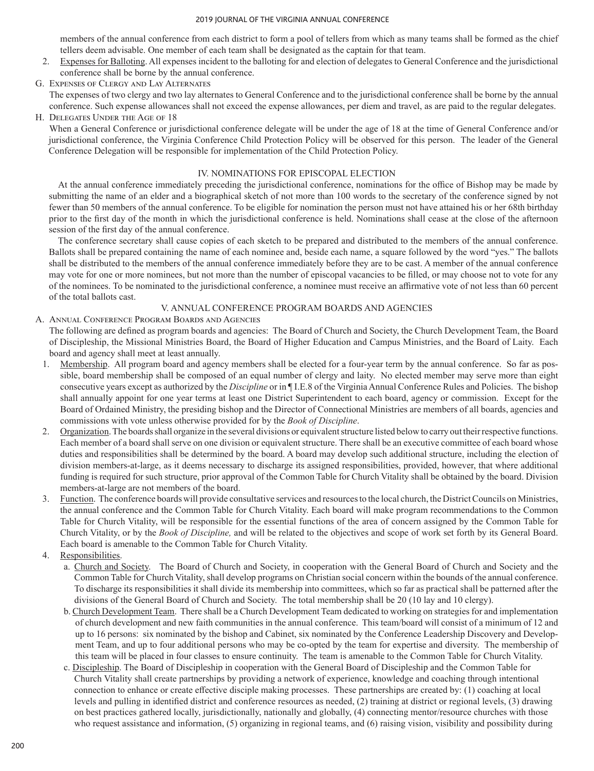members of the annual conference from each district to form a pool of tellers from which as many teams shall be formed as the chief tellers deem advisable. One member of each team shall be designated as the captain for that team.

2. Expenses for Balloting. All expenses incident to the balloting for and election of delegates to General Conference and the jurisdictional conference shall be borne by the annual conference.

G. Expenses of Clergy and Lay Alternates

The expenses of two clergy and two lay alternates to General Conference and to the jurisdictional conference shall be borne by the annual conference. Such expense allowances shall not exceed the expense allowances, per diem and travel, as are paid to the regular delegates.

H. Delegates Under the Age of 18

When a General Conference or jurisdictional conference delegate will be under the age of 18 at the time of General Conference and/or jurisdictional conference, the Virginia Conference Child Protection Policy will be observed for this person. The leader of the General Conference Delegation will be responsible for implementation of the Child Protection Policy.

## IV. NOMINATIONS FOR EPISCOPAL ELECTION

At the annual conference immediately preceding the jurisdictional conference, nominations for the office of Bishop may be made by submitting the name of an elder and a biographical sketch of not more than 100 words to the secretary of the conference signed by not fewer than 50 members of the annual conference. To be eligible for nomination the person must not have attained his or her 68th birthday prior to the first day of the month in which the jurisdictional conference is held. Nominations shall cease at the close of the afternoon session of the first day of the annual conference.

The conference secretary shall cause copies of each sketch to be prepared and distributed to the members of the annual conference. Ballots shall be prepared containing the name of each nominee and, beside each name, a square followed by the word "yes." The ballots shall be distributed to the members of the annual conference immediately before they are to be cast. A member of the annual conference may vote for one or more nominees, but not more than the number of episcopal vacancies to be filled, or may choose not to vote for any of the nominees. To be nominated to the jurisdictional conference, a nominee must receive an affirmative vote of not less than 60 percent of the total ballots cast.

## V. ANNUAL CONFERENCE PROGRAM BOARDS AND AGENCIES

A. Annual Conference Program Boards and Agencies

The following are defined as program boards and agencies: The Board of Church and Society, the Church Development Team, the Board of Discipleship, the Missional Ministries Board, the Board of Higher Education and Campus Ministries, and the Board of Laity. Each board and agency shall meet at least annually.

1. Membership. All program board and agency members shall be elected for a four-year term by the annual conference. So far as possible, board membership shall be composed of an equal number of clergy and laity. No elected member may serve more than eight consecutive years except as authorized by the *Discipline* or in ¶ I.E.8 of the Virginia Annual Conference Rules and Policies. The bishop shall annually appoint for one year terms at least one District Superintendent to each board, agency or commission. Except for the Board of Ordained Ministry, the presiding bishop and the Director of Connectional Ministries are members of all boards, agencies and commissions with vote unless otherwise provided for by the *Book of Discipline*.

2. Organization. The boards shall organize in the several divisions or equivalent structure listed below to carry out their respective functions. Each member of a board shall serve on one division or equivalent structure. There shall be an executive committee of each board whose duties and responsibilities shall be determined by the board. A board may develop such additional structure, including the election of division members-at-large, as it deems necessary to discharge its assigned responsibilities, provided, however, that where additional funding is required for such structure, prior approval of the Common Table for Church Vitality shall be obtained by the board. Division members-at-large are not members of the board.

3. Function. The conference boards will provide consultative services and resources to the local church, the District Councils on Ministries, the annual conference and the Common Table for Church Vitality. Each board will make program recommendations to the Common Table for Church Vitality, will be responsible for the essential functions of the area of concern assigned by the Common Table for Church Vitality, or by the *Book of Discipline,* and will be related to the objectives and scope of work set forth by its General Board. Each board is amenable to the Common Table for Church Vitality.

4. Responsibilities.

   a. Church and Society. The Board of Church and Society, in cooperation with the General Board of Church and Society and the Common Table for Church Vitality, shall develop programs on Christian social concern within the bounds of the annual conference. To discharge its responsibilities it shall divide its membership into committees, which so far as practical shall be patterned after the divisions of the General Board of Church and Society. The total membership shall be 20 (10 lay and 10 clergy).

   b. Church Development Team. There shall be a Church Development Team dedicated to working on strategies for and implementation of church development and new faith communities in the annual conference. This team/board will consist of a minimum of 12 and up to 16 persons: six nominated by the bishop and Cabinet, six nominated by the Conference Leadership Discovery and Development Team, and up to four additional persons who may be co-opted by the team for expertise and diversity. The membership of this team will be placed in four classes to ensure continuity. The team is amenable to the Common Table for Church Vitality.

   c. Discipleship. The Board of Discipleship in cooperation with the General Board of Discipleship and the Common Table for Church Vitality shall create partnerships by providing a network of experience, knowledge and coaching through intentional connection to enhance or create effective disciple making processes. These partnerships are created by: (1) coaching at local levels and pulling in identified district and conference resources as needed, (2) training at district or regional levels, (3) drawing on best practices gathered locally, jurisdictionally, nationally and globally, (4) connecting mentor/resource churches with those who request assistance and information, (5) organizing in regional teams, and (6) raising vision, visibility and possibility during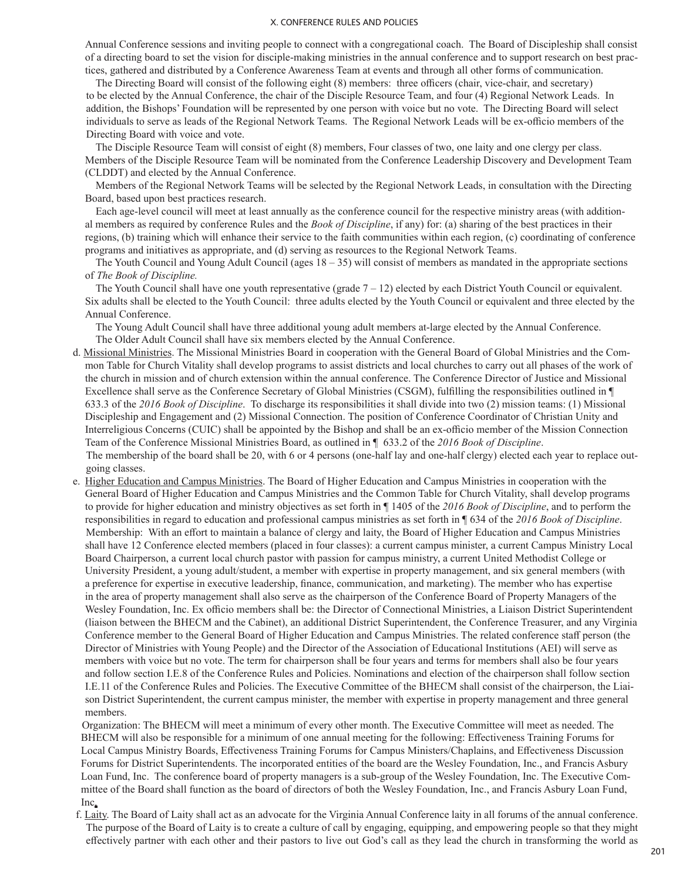Annual Conference sessions and inviting people to connect with a congregational coach. The Board of Discipleship shall consist of a directing board to set the vision for disciple-making ministries in the annual conference and to support research on best practices, gathered and distributed by a Conference Awareness Team at events and through all other forms of communication.

The Directing Board will consist of the following eight (8) members: three officers (chair, vice-chair, and secretary) to be elected by the Annual Conference, the chair of the Disciple Resource Team, and four (4) Regional Network Leads. In addition, the Bishops' Foundation will be represented by one person with voice but no vote. The Directing Board will select individuals to serve as leads of the Regional Network Teams. The Regional Network Leads will be ex-officio members of the Directing Board with voice and vote.

The Disciple Resource Team will consist of eight (8) members, Four classes of two, one laity and one clergy per class. Members of the Disciple Resource Team will be nominated from the Conference Leadership Discovery and Development Team (CLDDT) and elected by the Annual Conference.

Members of the Regional Network Teams will be selected by the Regional Network Leads, in consultation with the Directing Board, based upon best practices research.

Each age-level council will meet at least annually as the conference council for the respective ministry areas (with additional members as required by conference Rules and the *Book of Discipline*, if any) for: (a) sharing of the best practices in their regions, (b) training which will enhance their service to the faith communities within each region, (c) coordinating of conference programs and initiatives as appropriate, and (d) serving as resources to the Regional Network Teams.

The Youth Council and Young Adult Council (ages 18 – 35) will consist of members as mandated in the appropriate sections of *The Book of Discipline.*

The Youth Council shall have one youth representative (grade 7 – 12) elected by each District Youth Council or equivalent. Six adults shall be elected to the Youth Council: three adults elected by the Youth Council or equivalent and three elected by the Annual Conference.

The Young Adult Council shall have three additional young adult members at-large elected by the Annual Conference.

The Older Adult Council shall have six members elected by the Annual Conference.

d. Missional Ministries. The Missional Ministries Board in cooperation with the General Board of Global Ministries and the Common Table for Church Vitality shall develop programs to assist districts and local churches to carry out all phases of the work of the church in mission and of church extension within the annual conference. The Conference Director of Justice and Missional Excellence shall serve as the Conference Secretary of Global Ministries (CSGM), fulfilling the responsibilities outlined in ¶ 633.3 of the *2016 Book of Discipline*. To discharge its responsibilities it shall divide into two (2) mission teams: (1) Missional Discipleship and Engagement and (2) Missional Connection. The position of Conference Coordinator of Christian Unity and Interreligious Concerns (CUIC) shall be appointed by the Bishop and shall be an ex-officio member of the Mission Connection Team of the Conference Missional Ministries Board, as outlined in ¶ 633.2 of the *2016 Book of Discipline*.

The membership of the board shall be 20, with 6 or 4 persons (one-half lay and one-half clergy) elected each year to replace outgoing classes.

e. Higher Education and Campus Ministries. The Board of Higher Education and Campus Ministries in cooperation with the General Board of Higher Education and Campus Ministries and the Common Table for Church Vitality, shall develop programs to provide for higher education and ministry objectives as set forth in ¶ 1405 of the *2016 Book of Discipline*, and to perform the responsibilities in regard to education and professional campus ministries as set forth in ¶ 634 of the *2016 Book of Discipline*.

Membership: With an effort to maintain a balance of clergy and laity, the Board of Higher Education and Campus Ministries shall have 12 Conference elected members (placed in four classes): a current campus minister, a current Campus Ministry Local Board Chairperson, a current local church pastor with passion for campus ministry, a current United Methodist College or University President, a young adult/student, a member with expertise in property management, and six general members (with a preference for expertise in executive leadership, finance, communication, and marketing). The member who has expertise in the area of property management shall also serve as the chairperson of the Conference Board of Property Managers of the Wesley Foundation, Inc. Ex officio members shall be: the Director of Connectional Ministries, a Liaison District Superintendent (liaison between the BHECM and the Cabinet), an additional District Superintendent, the Conference Treasurer, and any Virginia Conference member to the General Board of Higher Education and Campus Ministries. The related conference staff person (the Director of Ministries with Young People) and the Director of the Association of Educational Institutions (AEI) will serve as members with voice but no vote. The term for chairperson shall be four years and terms for members shall also be four years and follow section I.E.8 of the Conference Rules and Policies. Nominations and election of the chairperson shall follow section I.E.11 of the Conference Rules and Policies. The Executive Committee of the BHECM shall consist of the chairperson, the Liaison District Superintendent, the current campus minister, the member with expertise in property management and three general members.

Organization: The BHECM will meet a minimum of every other month. The Executive Committee will meet as needed. The BHECM will also be responsible for a minimum of one annual meeting for the following: Effectiveness Training Forums for Local Campus Ministry Boards, Effectiveness Training Forums for Campus Ministers/Chaplains, and Effectiveness Discussion Forums for District Superintendents. The incorporated entities of the board are the Wesley Foundation, Inc., and Francis Asbury Loan Fund, Inc. The conference board of property managers is a sub-group of the Wesley Foundation, Inc. The Executive Committee of the Board shall function as the board of directors of both the Wesley Foundation, Inc., and Francis Asbury Loan Fund, Inc.

f. Laity. The Board of Laity shall act as an advocate for the Virginia Annual Conference laity in all forums of the annual conference. The purpose of the Board of Laity is to create a culture of call by engaging, equipping, and empowering people so that they might effectively partner with each other and their pastors to live out God's call as they lead the church in transforming the world as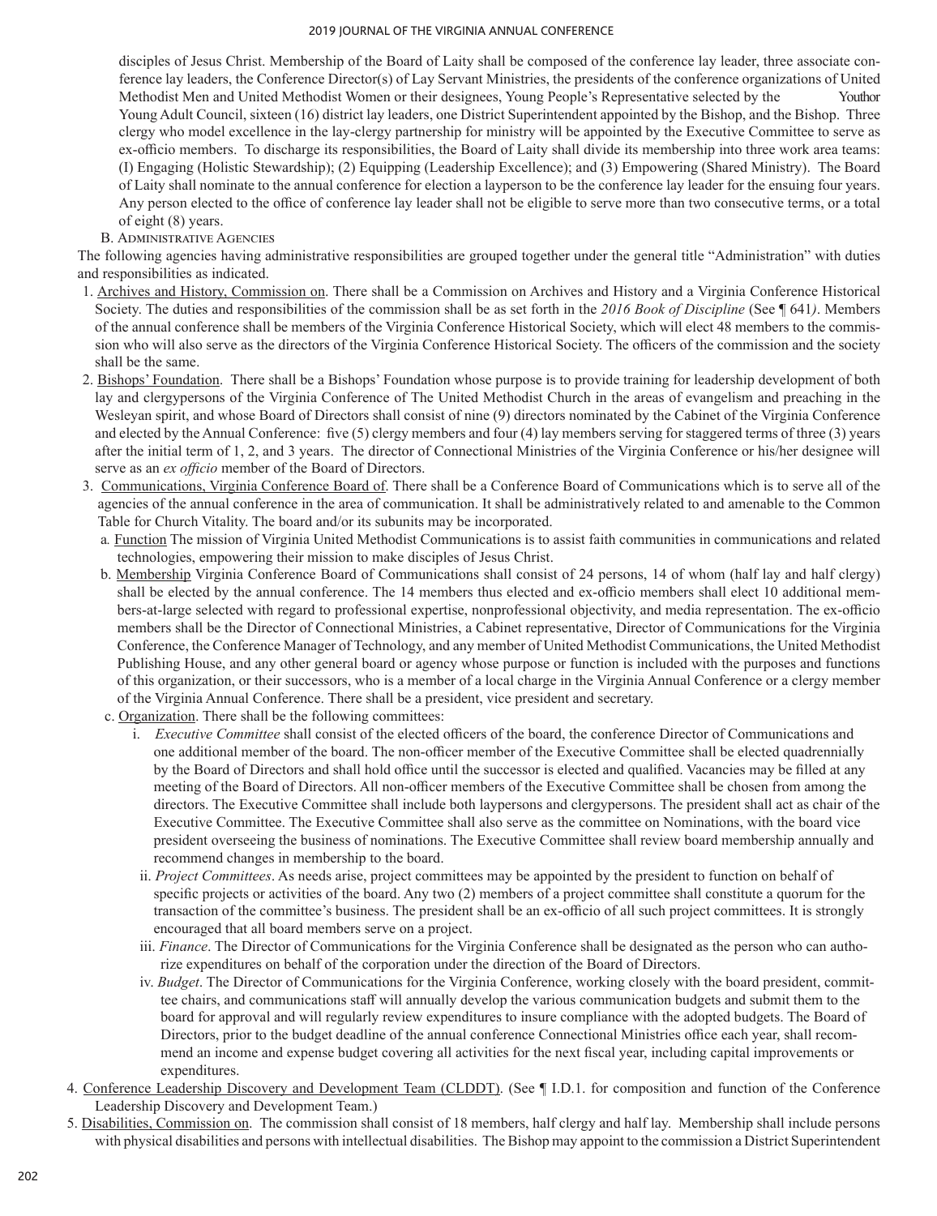disciples of Jesus Christ. Membership of the Board of Laity shall be composed of the conference lay leader, three associate conference lay leaders, the Conference Director(s) of Lay Servant Ministries, the presidents of the conference organizations of United Methodist Men and United Methodist Women or their designees, Young People's Representative selected by the Youthor Young Adult Council, sixteen (16) district lay leaders, one District Superintendent appointed by the Bishop, and the Bishop. Three clergy who model excellence in the lay-clergy partnership for ministry will be appointed by the Executive Committee to serve as ex-officio members. To discharge its responsibilities, the Board of Laity shall divide its membership into three work area teams: (I) Engaging (Holistic Stewardship); (2) Equipping (Leadership Excellence); and (3) Empowering (Shared Ministry). The Board of Laity shall nominate to the annual conference for election a layperson to be the conference lay leader for the ensuing four years. Any person elected to the office of conference lay leader shall not be eligible to serve more than two consecutive terms, or a total of eight (8) years.

B. Administrative Agencies

The following agencies having administrative responsibilities are grouped together under the general title "Administration" with duties and responsibilities as indicated.

1. Archives and History, Commission on. There shall be a Commission on Archives and History and a Virginia Conference Historical Society. The duties and responsibilities of the commission shall be as set forth in the *2016 Book of Discipline* (See ¶ 641). Members of the annual conference shall be members of the Virginia Conference Historical Society, which will elect 48 members to the commission who will also serve as the directors of the Virginia Conference Historical Society. The officers of the commission and the society shall be the same.
2. Bishops' Foundation. There shall be a Bishops' Foundation whose purpose is to provide training for leadership development of both lay and clergypersons of the Virginia Conference of The United Methodist Church in the areas of evangelism and preaching in the Wesleyan spirit, and whose Board of Directors shall consist of nine (9) directors nominated by the Cabinet of the Virginia Conference and elected by the Annual Conference: five (5) clergy members and four (4) lay members serving for staggered terms of three (3) years after the initial term of 1, 2, and 3 years. The director of Connectional Ministries of the Virginia Conference or his/her designee will serve as an *ex officio* member of the Board of Directors.
3. Communications, Virginia Conference Board of. There shall be a Conference Board of Communications which is to serve all of the agencies of the annual conference in the area of communication. It shall be administratively related to and amenable to the Common Table for Church Vitality. The board and/or its subunits may be incorporated.
   a. Function The mission of Virginia United Methodist Communications is to assist faith communities in communications and related technologies, empowering their mission to make disciples of Jesus Christ.
   b. Membership Virginia Conference Board of Communications shall consist of 24 persons, 14 of whom (half lay and half clergy) shall be elected by the annual conference. The 14 members thus elected and ex-officio members shall elect 10 additional members-at-large selected with regard to professional expertise, nonprofessional objectivity, and media representation. The ex-officio members shall be the Director of Connectional Ministries, a Cabinet representative, Director of Communications for the Virginia Conference, the Conference Manager of Technology, and any member of United Methodist Communications, the United Methodist Publishing House, and any other general board or agency whose purpose or function is included with the purposes and functions of this organization, or their successors, who is a member of a local charge in the Virginia Annual Conference or a clergy member of the Virginia Annual Conference. There shall be a president, vice president and secretary.
   c. Organization. There shall be the following committees:
      i. *Executive Committee* shall consist of the elected officers of the board, the conference Director of Communications and one additional member of the board. The non-officer member of the Executive Committee shall be elected quadrennially by the Board of Directors and shall hold office until the successor is elected and qualified. Vacancies may be filled at any meeting of the Board of Directors. All non-officer members of the Executive Committee shall be chosen from among the directors. The Executive Committee shall include both laypersons and clergypersons. The president shall act as chair of the Executive Committee. The Executive Committee shall also serve as the committee on Nominations, with the board vice president overseeing the business of nominations. The Executive Committee shall review board membership annually and recommend changes in membership to the board.
      ii. *Project Committees*. As needs arise, project committees may be appointed by the president to function on behalf of specific projects or activities of the board. Any two (2) members of a project committee shall constitute a quorum for the transaction of the committee's business. The president shall be an ex-officio of all such project committees. It is strongly encouraged that all board members serve on a project.
      iii. *Finance*. The Director of Communications for the Virginia Conference shall be designated as the person who can authorize expenditures on behalf of the corporation under the direction of the Board of Directors.
      iv. *Budget*. The Director of Communications for the Virginia Conference, working closely with the board president, committee chairs, and communications staff will annually develop the various communication budgets and submit them to the board for approval and will regularly review expenditures to insure compliance with the adopted budgets. The Board of Directors, prior to the budget deadline of the annual conference Connectional Ministries office each year, shall recommend an income and expense budget covering all activities for the next fiscal year, including capital improvements or expenditures.
4. Conference Leadership Discovery and Development Team (CLDDT). (See ¶ I.D.1. for composition and function of the Conference Leadership Discovery and Development Team.)
5. Disabilities, Commission on. The commission shall consist of 18 members, half clergy and half lay. Membership shall include persons with physical disabilities and persons with intellectual disabilities. The Bishop may appoint to the commission a District Superintendent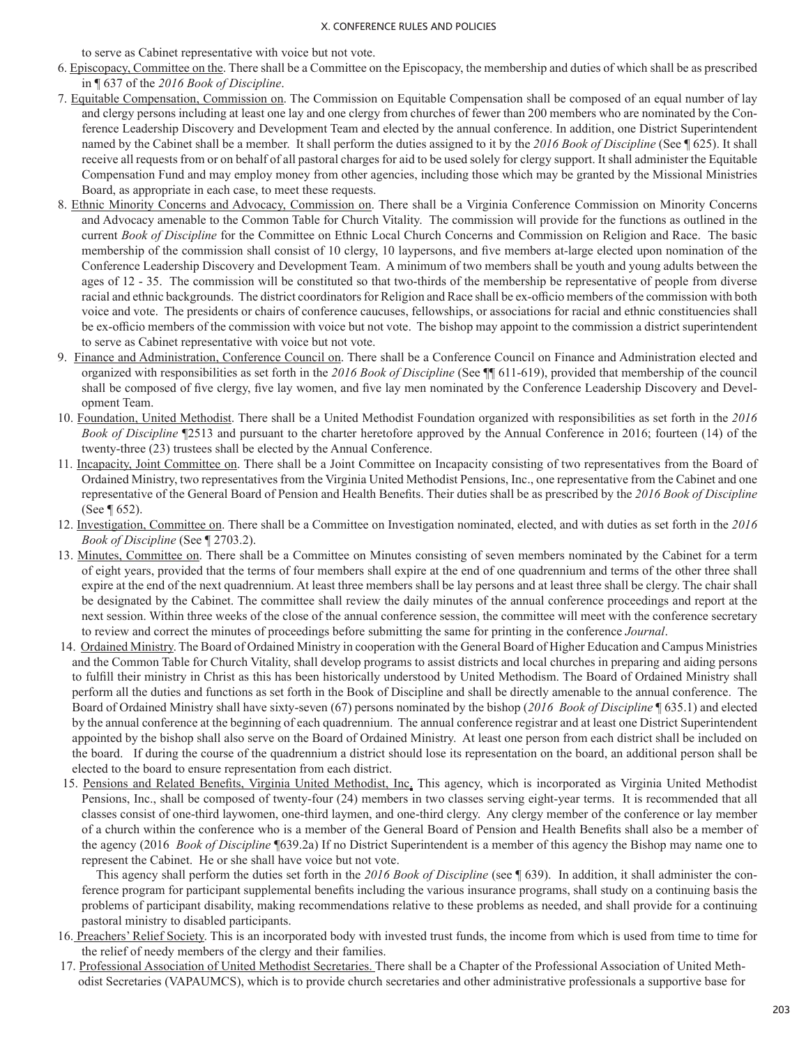to serve as Cabinet representative with voice but not vote.

6. Episcopacy, Committee on the. There shall be a Committee on the Episcopacy, the membership and duties of which shall be as prescribed in ¶ 637 of the *2016 Book of Discipline*.
7. Equitable Compensation, Commission on. The Commission on Equitable Compensation shall be composed of an equal number of lay and clergy persons including at least one lay and one clergy from churches of fewer than 200 members who are nominated by the Conference Leadership Discovery and Development Team and elected by the annual conference. In addition, one District Superintendent named by the Cabinet shall be a member. It shall perform the duties assigned to it by the *2016 Book of Discipline* (See ¶ 625). It shall receive all requests from or on behalf of all pastoral charges for aid to be used solely for clergy support. It shall administer the Equitable Compensation Fund and may employ money from other agencies, including those which may be granted by the Missional Ministries Board, as appropriate in each case, to meet these requests.
8. Ethnic Minority Concerns and Advocacy, Commission on. There shall be a Virginia Conference Commission on Minority Concerns and Advocacy amenable to the Common Table for Church Vitality. The commission will provide for the functions as outlined in the current *Book of Discipline* for the Committee on Ethnic Local Church Concerns and Commission on Religion and Race. The basic membership of the commission shall consist of 10 clergy, 10 laypersons, and five members at-large elected upon nomination of the Conference Leadership Discovery and Development Team. A minimum of two members shall be youth and young adults between the ages of 12 - 35. The commission will be constituted so that two-thirds of the membership be representative of people from diverse racial and ethnic backgrounds. The district coordinators for Religion and Race shall be ex-officio members of the commission with both voice and vote. The presidents or chairs of conference caucuses, fellowships, or associations for racial and ethnic constituencies shall be ex-officio members of the commission with voice but not vote. The bishop may appoint to the commission a district superintendent to serve as Cabinet representative with voice but not vote.
9. Finance and Administration, Conference Council on. There shall be a Conference Council on Finance and Administration elected and organized with responsibilities as set forth in the *2016 Book of Discipline* (See ¶¶ 611-619), provided that membership of the council shall be composed of five clergy, five lay women, and five lay men nominated by the Conference Leadership Discovery and Development Team.
10. Foundation, United Methodist. There shall be a United Methodist Foundation organized with responsibilities as set forth in the *2016 Book of Discipline* ¶2513 and pursuant to the charter heretofore approved by the Annual Conference in 2016; fourteen (14) of the twenty-three (23) trustees shall be elected by the Annual Conference.
11. Incapacity, Joint Committee on. There shall be a Joint Committee on Incapacity consisting of two representatives from the Board of Ordained Ministry, two representatives from the Virginia United Methodist Pensions, Inc., one representative from the Cabinet and one representative of the General Board of Pension and Health Benefits. Their duties shall be as prescribed by the *2016 Book of Discipline* (See ¶ 652).
12. Investigation, Committee on. There shall be a Committee on Investigation nominated, elected, and with duties as set forth in the *2016 Book of Discipline* (See ¶ 2703.2).
13. Minutes, Committee on. There shall be a Committee on Minutes consisting of seven members nominated by the Cabinet for a term of eight years, provided that the terms of four members shall expire at the end of one quadrennium and terms of the other three shall expire at the end of the next quadrennium. At least three members shall be lay persons and at least three shall be clergy. The chair shall be designated by the Cabinet. The committee shall review the daily minutes of the annual conference proceedings and report at the next session. Within three weeks of the close of the annual conference session, the committee will meet with the conference secretary to review and correct the minutes of proceedings before submitting the same for printing in the conference *Journal*.
14. Ordained Ministry. The Board of Ordained Ministry in cooperation with the General Board of Higher Education and Campus Ministries and the Common Table for Church Vitality, shall develop programs to assist districts and local churches in preparing and aiding persons to fulfill their ministry in Christ as this has been historically understood by United Methodism. The Board of Ordained Ministry shall perform all the duties and functions as set forth in the Book of Discipline and shall be directly amenable to the annual conference. The Board of Ordained Ministry shall have sixty-seven (67) persons nominated by the bishop (*2016 Book of Discipline* ¶ 635.1) and elected by the annual conference at the beginning of each quadrennium. The annual conference registrar and at least one District Superintendent appointed by the bishop shall also serve on the Board of Ordained Ministry. At least one person from each district shall be included on the board. If during the course of the quadrennium a district should lose its representation on the board, an additional person shall be elected to the board to ensure representation from each district.
15. Pensions and Related Benefits, Virginia United Methodist, Inc. This agency, which is incorporated as Virginia United Methodist Pensions, Inc., shall be composed of twenty-four (24) members in two classes serving eight-year terms. It is recommended that all classes consist of one-third laywomen, one-third laymen, and one-third clergy. Any clergy member of the conference or lay member of a church within the conference who is a member of the General Board of Pension and Health Benefits shall also be a member of the agency (2016 *Book of Discipline* ¶639.2a) If no District Superintendent is a member of this agency the Bishop may name one to represent the Cabinet. He or she shall have voice but not vote.

    This agency shall perform the duties set forth in the *2016 Book of Discipline* (see ¶ 639). In addition, it shall administer the conference program for participant supplemental benefits including the various insurance programs, shall study on a continuing basis the problems of participant disability, making recommendations relative to these problems as needed, and shall provide for a continuing pastoral ministry to disabled participants.
16. Preachers' Relief Society. This is an incorporated body with invested trust funds, the income from which is used from time to time for the relief of needy members of the clergy and their families.
17. Professional Association of United Methodist Secretaries. There shall be a Chapter of the Professional Association of United Methodist Secretaries (VAPAUMCS), which is to provide church secretaries and other administrative professionals a supportive base for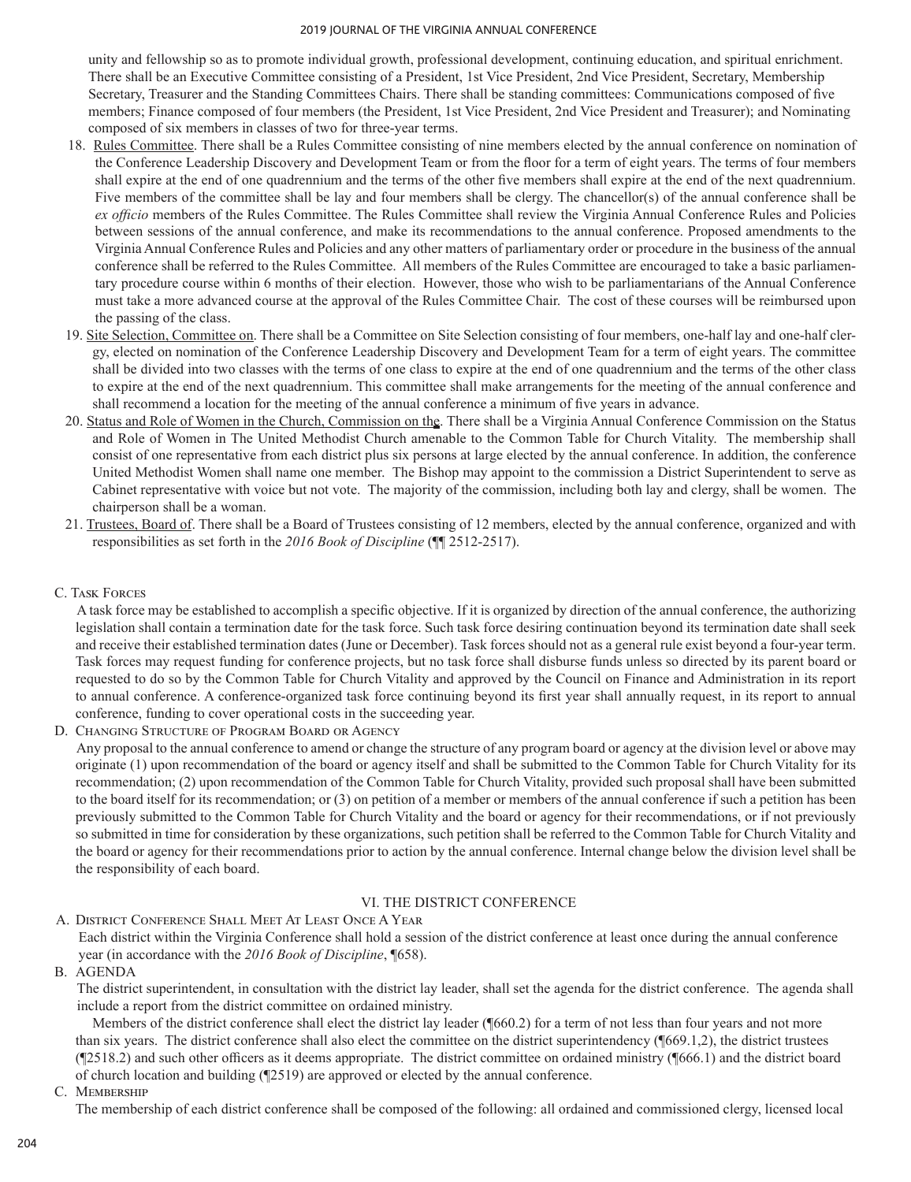unity and fellowship so as to promote individual growth, professional development, continuing education, and spiritual enrichment. There shall be an Executive Committee consisting of a President, 1st Vice President, 2nd Vice President, Secretary, Membership Secretary, Treasurer and the Standing Committees Chairs. There shall be standing committees: Communications composed of five members; Finance composed of four members (the President, 1st Vice President, 2nd Vice President and Treasurer); and Nominating composed of six members in classes of two for three-year terms.

18. Rules Committee. There shall be a Rules Committee consisting of nine members elected by the annual conference on nomination of the Conference Leadership Discovery and Development Team or from the floor for a term of eight years. The terms of four members shall expire at the end of one quadrennium and the terms of the other five members shall expire at the end of the next quadrennium. Five members of the committee shall be lay and four members shall be clergy. The chancellor(s) of the annual conference shall be *ex officio* members of the Rules Committee. The Rules Committee shall review the Virginia Annual Conference Rules and Policies between sessions of the annual conference, and make its recommendations to the annual conference. Proposed amendments to the Virginia Annual Conference Rules and Policies and any other matters of parliamentary order or procedure in the business of the annual conference shall be referred to the Rules Committee. All members of the Rules Committee are encouraged to take a basic parliamentary procedure course within 6 months of their election. However, those who wish to be parliamentarians of the Annual Conference must take a more advanced course at the approval of the Rules Committee Chair. The cost of these courses will be reimbursed upon the passing of the class.
19. Site Selection, Committee on. There shall be a Committee on Site Selection consisting of four members, one-half lay and one-half clergy, elected on nomination of the Conference Leadership Discovery and Development Team for a term of eight years. The committee shall be divided into two classes with the terms of one class to expire at the end of one quadrennium and the terms of the other class to expire at the end of the next quadrennium. This committee shall make arrangements for the meeting of the annual conference and shall recommend a location for the meeting of the annual conference a minimum of five years in advance.
20. Status and Role of Women in the Church, Commission on the. There shall be a Virginia Annual Conference Commission on the Status and Role of Women in The United Methodist Church amenable to the Common Table for Church Vitality. The membership shall consist of one representative from each district plus six persons at large elected by the annual conference. In addition, the conference United Methodist Women shall name one member. The Bishop may appoint to the commission a District Superintendent to serve as Cabinet representative with voice but not vote. The majority of the commission, including both lay and clergy, shall be women. The chairperson shall be a woman.
21. Trustees, Board of. There shall be a Board of Trustees consisting of 12 members, elected by the annual conference, organized and with responsibilities as set forth in the *2016 Book of Discipline* (¶¶ 2512-2517).

C. Task Forces

A task force may be established to accomplish a specific objective. If it is organized by direction of the annual conference, the authorizing legislation shall contain a termination date for the task force. Such task force desiring continuation beyond its termination date shall seek and receive their established termination dates (June or December). Task forces should not as a general rule exist beyond a four-year term. Task forces may request funding for conference projects, but no task force shall disburse funds unless so directed by its parent board or requested to do so by the Common Table for Church Vitality and approved by the Council on Finance and Administration in its report to annual conference. A conference-organized task force continuing beyond its first year shall annually request, in its report to annual conference, funding to cover operational costs in the succeeding year.

D. Changing Structure of Program Board or Agency

Any proposal to the annual conference to amend or change the structure of any program board or agency at the division level or above may originate (1) upon recommendation of the board or agency itself and shall be submitted to the Common Table for Church Vitality for its recommendation; (2) upon recommendation of the Common Table for Church Vitality, provided such proposal shall have been submitted to the board itself for its recommendation; or (3) on petition of a member or members of the annual conference if such a petition has been previously submitted to the Common Table for Church Vitality and the board or agency for their recommendations, or if not previously so submitted in time for consideration by these organizations, such petition shall be referred to the Common Table for Church Vitality and the board or agency for their recommendations prior to action by the annual conference. Internal change below the division level shall be the responsibility of each board.

## VI. THE DISTRICT CONFERENCE

A. District Conference Shall Meet At Least Once A Year

Each district within the Virginia Conference shall hold a session of the district conference at least once during the annual conference year (in accordance with the *2016 Book of Discipline*, ¶658).

B. AGENDA

The district superintendent, in consultation with the district lay leader, shall set the agenda for the district conference. The agenda shall include a report from the district committee on ordained ministry.

Members of the district conference shall elect the district lay leader (¶660.2) for a term of not less than four years and not more than six years. The district conference shall also elect the committee on the district superintendency (¶669.1,2), the district trustees (¶2518.2) and such other officers as it deems appropriate. The district committee on ordained ministry (¶666.1) and the district board of church location and building (¶2519) are approved or elected by the annual conference.

C. Membership

The membership of each district conference shall be composed of the following: all ordained and commissioned clergy, licensed local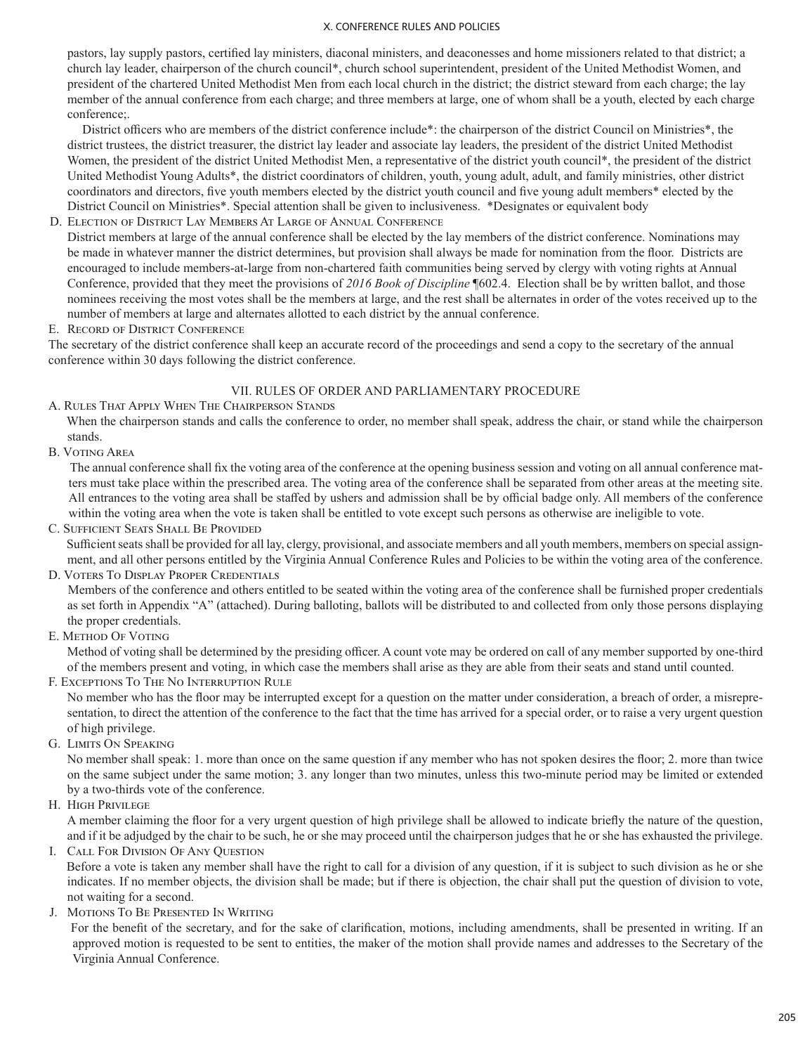pastors, lay supply pastors, certified lay ministers, diaconal ministers, and deaconesses and home missioners related to that district; a church lay leader, chairperson of the church council*, church school superintendent, president of the United Methodist Women, and president of the chartered United Methodist Men from each local church in the district; the district steward from each charge; the lay member of the annual conference from each charge; and three members at large, one of whom shall be a youth, elected by each charge conference;.

District officers who are members of the district conference include*: the chairperson of the district Council on Ministries*, the district trustees, the district treasurer, the district lay leader and associate lay leaders, the president of the district United Methodist Women, the president of the district United Methodist Men, a representative of the district youth council*, the president of the district United Methodist Young Adults*, the district coordinators of children, youth, young adult, adult, and family ministries, other district coordinators and directors, five youth members elected by the district youth council and five young adult members* elected by the District Council on Ministries*. Special attention shall be given to inclusiveness. *Designates or equivalent body

D. Election of District Lay Members At Large of Annual Conference

District members at large of the annual conference shall be elected by the lay members of the district conference. Nominations may be made in whatever manner the district determines, but provision shall always be made for nomination from the floor. Districts are encouraged to include members-at-large from non-chartered faith communities being served by clergy with voting rights at Annual Conference, provided that they meet the provisions of *2016 Book of Discipline* ¶602.4. Election shall be by written ballot, and those nominees receiving the most votes shall be the members at large, and the rest shall be alternates in order of the votes received up to the number of members at large and alternates allotted to each district by the annual conference.

E. Record of District Conference

The secretary of the district conference shall keep an accurate record of the proceedings and send a copy to the secretary of the annual conference within 30 days following the district conference.

## VII. RULES OF ORDER AND PARLIAMENTARY PROCEDURE

A. Rules That Apply When The Chairperson Stands

When the chairperson stands and calls the conference to order, no member shall speak, address the chair, or stand while the chairperson stands.

B. Voting Area

The annual conference shall fix the voting area of the conference at the opening business session and voting on all annual conference matters must take place within the prescribed area. The voting area of the conference shall be separated from other areas at the meeting site. All entrances to the voting area shall be staffed by ushers and admission shall be by official badge only. All members of the conference within the voting area when the vote is taken shall be entitled to vote except such persons as otherwise are ineligible to vote.

C. Sufficient Seats Shall Be Provided

Sufficient seats shall be provided for all lay, clergy, provisional, and associate members and all youth members, members on special assignment, and all other persons entitled by the Virginia Annual Conference Rules and Policies to be within the voting area of the conference.

D. Voters To Display Proper Credentials

Members of the conference and others entitled to be seated within the voting area of the conference shall be furnished proper credentials as set forth in Appendix "A" (attached). During balloting, ballots will be distributed to and collected from only those persons displaying the proper credentials.

E. Method Of Voting

Method of voting shall be determined by the presiding officer. A count vote may be ordered on call of any member supported by one-third of the members present and voting, in which case the members shall arise as they are able from their seats and stand until counted.

F. Exceptions To The No Interruption Rule

No member who has the floor may be interrupted except for a question on the matter under consideration, a breach of order, a misrepresentation, to direct the attention of the conference to the fact that the time has arrived for a special order, or to raise a very urgent question of high privilege.

G. Limits On Speaking

No member shall speak: 1. more than once on the same question if any member who has not spoken desires the floor; 2. more than twice on the same subject under the same motion; 3. any longer than two minutes, unless this two-minute period may be limited or extended by a two-thirds vote of the conference.

H. High Privilege

A member claiming the floor for a very urgent question of high privilege shall be allowed to indicate briefly the nature of the question, and if it be adjudged by the chair to be such, he or she may proceed until the chairperson judges that he or she has exhausted the privilege.

I. Call For Division Of Any Question

Before a vote is taken any member shall have the right to call for a division of any question, if it is subject to such division as he or she indicates. If no member objects, the division shall be made; but if there is objection, the chair shall put the question of division to vote, not waiting for a second.

J. Motions To Be Presented In Writing

For the benefit of the secretary, and for the sake of clarification, motions, including amendments, shall be presented in writing. If an approved motion is requested to be sent to entities, the maker of the motion shall provide names and addresses to the Secretary of the Virginia Annual Conference.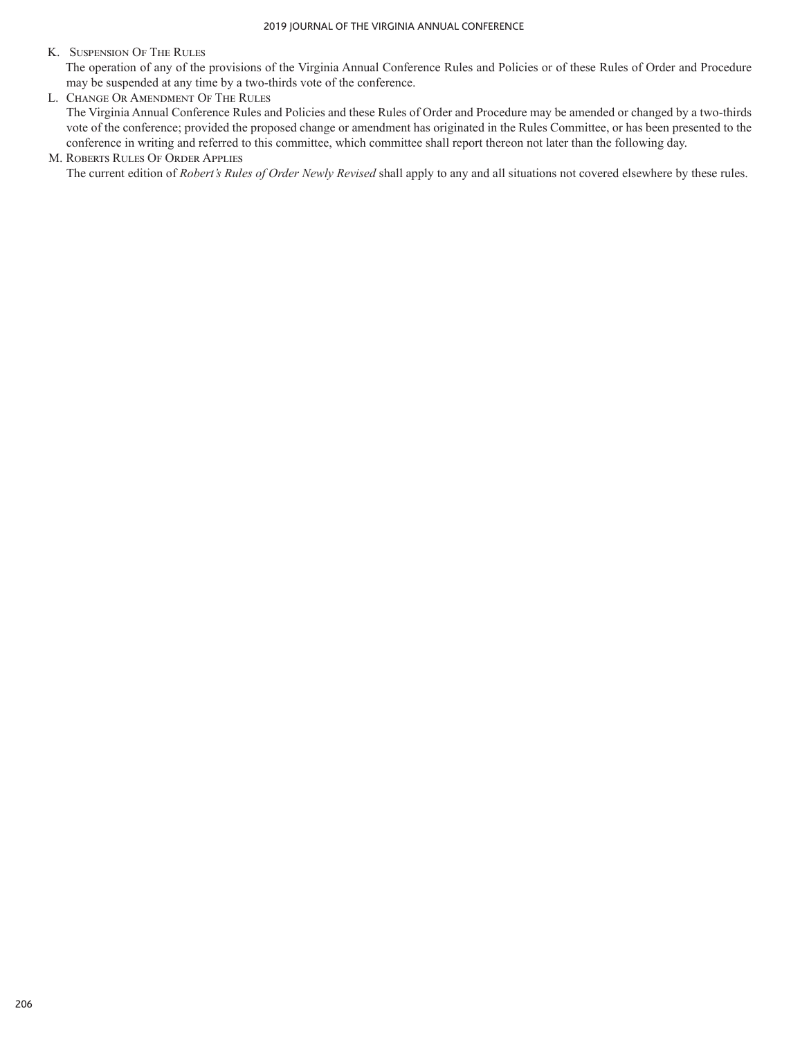K. Suspension Of The Rules

The operation of any of the provisions of the Virginia Annual Conference Rules and Policies or of these Rules of Order and Procedure may be suspended at any time by a two-thirds vote of the conference.

L. Change Or Amendment Of The Rules

The Virginia Annual Conference Rules and Policies and these Rules of Order and Procedure may be amended or changed by a two-thirds vote of the conference; provided the proposed change or amendment has originated in the Rules Committee, or has been presented to the conference in writing and referred to this committee, which committee shall report thereon not later than the following day.

M. Roberts Rules Of Order Applies

The current edition of *Robert's Rules of Order Newly Revised* shall apply to any and all situations not covered elsewhere by these rules.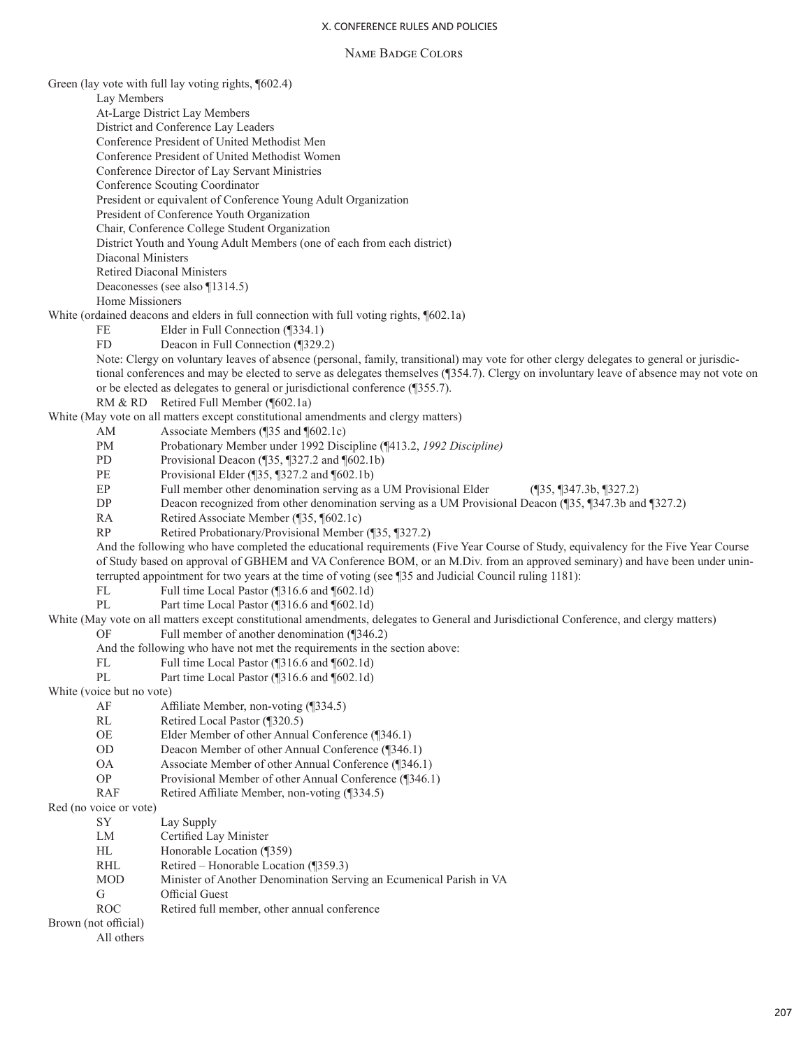## Name Badge Colors

Green (lay vote with full lay voting rights, ¶602.4)

- Lay Members
- At-Large District Lay Members
- District and Conference Lay Leaders
- Conference President of United Methodist Men
- Conference President of United Methodist Women
- Conference Director of Lay Servant Ministries
- Conference Scouting Coordinator
- President or equivalent of Conference Young Adult Organization
- President of Conference Youth Organization
- Chair, Conference College Student Organization
- District Youth and Young Adult Members (one of each from each district)
- Diaconal Ministers
- Retired Diaconal Ministers
- Deaconesses (see also ¶1314.5)
- Home Missioners

White (ordained deacons and elders in full connection with full voting rights, ¶602.1a)

- FE — Elder in Full Connection (¶334.1)
- FD — Deacon in Full Connection (¶329.2)

Note: Clergy on voluntary leaves of absence (personal, family, transitional) may vote for other clergy delegates to general or jurisdictional conferences and may be elected to serve as delegates themselves (¶354.7). Clergy on involuntary leave of absence may not vote on or be elected as delegates to general or jurisdictional conference (¶355.7).

- RM & RD — Retired Full Member (¶602.1a)

White (May vote on all matters except constitutional amendments and clergy matters)

- AM — Associate Members (¶35 and ¶602.1c)
- PM — Probationary Member under 1992 Discipline (¶413.2, *1992 Discipline)*
- PD — Provisional Deacon (¶35, ¶327.2 and ¶602.1b)
- PE — Provisional Elder (¶35, ¶327.2 and ¶602.1b)
- EP — Full member other denomination serving as a UM Provisional Elder (¶35, ¶347.3b, ¶327.2)
- DP — Deacon recognized from other denomination serving as a UM Provisional Deacon (¶35, ¶347.3b and ¶327.2)
- RA — Retired Associate Member (¶35, ¶602.1c)
- RP — Retired Probationary/Provisional Member (¶35, ¶327.2)

And the following who have completed the educational requirements (Five Year Course of Study, equivalency for the Five Year Course of Study based on approval of GBHEM and VA Conference BOM, or an M.Div. from an approved seminary) and have been under uninterrupted appointment for two years at the time of voting (see ¶35 and Judicial Council ruling 1181):

- FL — Full time Local Pastor (¶316.6 and ¶602.1d)
- PL — Part time Local Pastor (¶316.6 and ¶602.1d)

White (May vote on all matters except constitutional amendments, delegates to General and Jurisdictional Conference, and clergy matters)

- OF — Full member of another denomination (¶346.2)

And the following who have not met the requirements in the section above:

- FL — Full time Local Pastor (¶316.6 and ¶602.1d)
- PL — Part time Local Pastor (¶316.6 and ¶602.1d)

White (voice but no vote)

- AF — Affiliate Member, non-voting (¶334.5)
- RL — Retired Local Pastor (¶320.5)
- OE — Elder Member of other Annual Conference (¶346.1)
- OD — Deacon Member of other Annual Conference (¶346.1)
- OA — Associate Member of other Annual Conference (¶346.1)
- OP — Provisional Member of other Annual Conference (¶346.1)
- RAF — Retired Affiliate Member, non-voting (¶334.5)

Red (no voice or vote)

- SY — Lay Supply
- LM — Certified Lay Minister
- HL — Honorable Location (¶359)
- RHL — Retired – Honorable Location (¶359.3)
- MOD — Minister of Another Denomination Serving an Ecumenical Parish in VA
- G — Official Guest
- ROC — Retired full member, other annual conference

Brown (not official)

- All others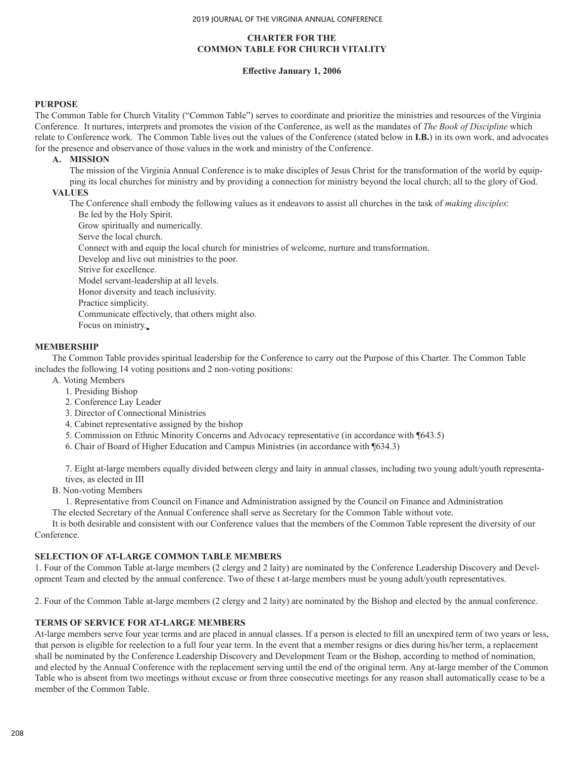## CHARTER FOR THE COMMON TABLE FOR CHURCH VITALITY

**Effective January 1, 2006**

### PURPOSE

The Common Table for Church Vitality ("Common Table") serves to coordinate and prioritize the ministries and resources of the Virginia Conference. It nurtures, interprets and promotes the vision of the Conference, as well as the mandates of *The Book of Discipline* which relate to Conference work. The Common Table lives out the values of the Conference (stated below in **I.B.**) in its own work, and advocates for the presence and observance of those values in the work and ministry of the Conference.

**A. MISSION**

The mission of the Virginia Annual Conference is to make disciples of Jesus Christ for the transformation of the world by equipping its local churches for ministry and by providing a connection for ministry beyond the local church; all to the glory of God.

**VALUES**

The Conference shall embody the following values as it endeavors to assist all churches in the task of *making disciples*:

Be led by the Holy Spirit.
Grow spiritually and numerically.
Serve the local church.
Connect with and equip the local church for ministries of welcome, nurture and transformation.
Develop and live out ministries to the poor.
Strive for excellence.
Model servant-leadership at all levels.
Honor diversity and teach inclusivity.
Practice simplicity.
Communicate effectively, that others might also.
Focus on ministry.

### MEMBERSHIP

The Common Table provides spiritual leadership for the Conference to carry out the Purpose of this Charter. The Common Table includes the following 14 voting positions and 2 non-voting positions:

A. Voting Members

1. Presiding Bishop
2. Conference Lay Leader
3. Director of Connectional Ministries
4. Cabinet representative assigned by the bishop
5. Commission on Ethnic Minority Concerns and Advocacy representative (in accordance with ¶643.5)
6. Chair of Board of Higher Education and Campus Ministries (in accordance with ¶634.3)
7. Eight at-large members equally divided between clergy and laity in annual classes, including two young adult/youth representatives, as elected in III

B. Non-voting Members

1. Representative from Council on Finance and Administration assigned by the Council on Finance and Administration

The elected Secretary of the Annual Conference shall serve as Secretary for the Common Table without vote.

It is both desirable and consistent with our Conference values that the members of the Common Table represent the diversity of our Conference.

### SELECTION OF AT-LARGE COMMON TABLE MEMBERS

1. Four of the Common Table at-large members (2 clergy and 2 laity) are nominated by the Conference Leadership Discovery and Development Team and elected by the annual conference. Two of these t at-large members must be young adult/youth representatives.

2. Four of the Common Table at-large members (2 clergy and 2 laity) are nominated by the Bishop and elected by the annual conference.

### TERMS OF SERVICE FOR AT-LARGE MEMBERS

At-large members serve four year terms and are placed in annual classes. If a person is elected to fill an unexpired term of two years or less, that person is eligible for reelection to a full four year term. In the event that a member resigns or dies during his/her term, a replacement shall be nominated by the Conference Leadership Discovery and Development Team or the Bishop, according to method of nomination, and elected by the Annual Conference with the replacement serving until the end of the original term. Any at-large member of the Common Table who is absent from two meetings without excuse or from three consecutive meetings for any reason shall automatically cease to be a member of the Common Table.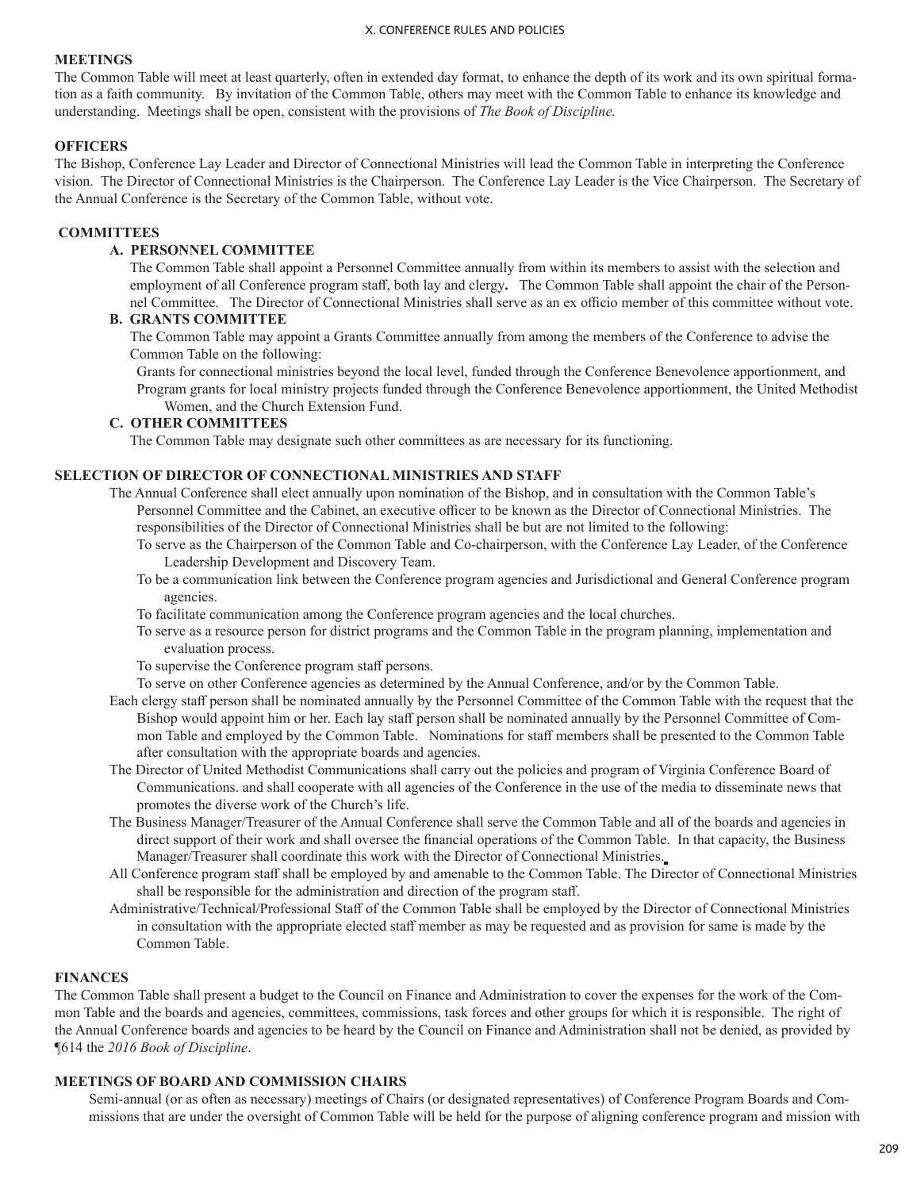**MEETINGS**

The Common Table will meet at least quarterly, often in extended day format, to enhance the depth of its work and its own spiritual formation as a faith community. By invitation of the Common Table, others may meet with the Common Table to enhance its knowledge and understanding. Meetings shall be open, consistent with the provisions of *The Book of Discipline.*

**OFFICERS**

The Bishop, Conference Lay Leader and Director of Connectional Ministries will lead the Common Table in interpreting the Conference vision. The Director of Connectional Ministries is the Chairperson. The Conference Lay Leader is the Vice Chairperson. The Secretary of the Annual Conference is the Secretary of the Common Table, without vote.

**COMMITTEES**

**A. PERSONNEL COMMITTEE**

The Common Table shall appoint a Personnel Committee annually from within its members to assist with the selection and employment of all Conference program staff, both lay and clergy**.** The Common Table shall appoint the chair of the Personnel Committee. The Director of Connectional Ministries shall serve as an ex officio member of this committee without vote.

**B. GRANTS COMMITTEE**

The Common Table may appoint a Grants Committee annually from among the members of the Conference to advise the Common Table on the following:

Grants for connectional ministries beyond the local level, funded through the Conference Benevolence apportionment, and

Program grants for local ministry projects funded through the Conference Benevolence apportionment, the United Methodist Women, and the Church Extension Fund.

**C. OTHER COMMITTEES**

The Common Table may designate such other committees as are necessary for its functioning.

**SELECTION OF DIRECTOR OF CONNECTIONAL MINISTRIES AND STAFF**

The Annual Conference shall elect annually upon nomination of the Bishop, and in consultation with the Common Table's Personnel Committee and the Cabinet, an executive officer to be known as the Director of Connectional Ministries. The responsibilities of the Director of Connectional Ministries shall be but are not limited to the following:

To serve as the Chairperson of the Common Table and Co-chairperson, with the Conference Lay Leader, of the Conference Leadership Development and Discovery Team.

To be a communication link between the Conference program agencies and Jurisdictional and General Conference program agencies.

To facilitate communication among the Conference program agencies and the local churches.

To serve as a resource person for district programs and the Common Table in the program planning, implementation and evaluation process.

To supervise the Conference program staff persons.

To serve on other Conference agencies as determined by the Annual Conference, and/or by the Common Table.

Each clergy staff person shall be nominated annually by the Personnel Committee of the Common Table with the request that the Bishop would appoint him or her. Each lay staff person shall be nominated annually by the Personnel Committee of Common Table and employed by the Common Table. Nominations for staff members shall be presented to the Common Table after consultation with the appropriate boards and agencies.

The Director of United Methodist Communications shall carry out the policies and program of Virginia Conference Board of Communications. and shall cooperate with all agencies of the Conference in the use of the media to disseminate news that promotes the diverse work of the Church's life.

The Business Manager/Treasurer of the Annual Conference shall serve the Common Table and all of the boards and agencies in direct support of their work and shall oversee the financial operations of the Common Table. In that capacity, the Business Manager/Treasurer shall coordinate this work with the Director of Connectional Ministries.

All Conference program staff shall be employed by and amenable to the Common Table. The Director of Connectional Ministries shall be responsible for the administration and direction of the program staff.

Administrative/Technical/Professional Staff of the Common Table shall be employed by the Director of Connectional Ministries in consultation with the appropriate elected staff member as may be requested and as provision for same is made by the Common Table.

**FINANCES**

The Common Table shall present a budget to the Council on Finance and Administration to cover the expenses for the work of the Common Table and the boards and agencies, committees, commissions, task forces and other groups for which it is responsible. The right of the Annual Conference boards and agencies to be heard by the Council on Finance and Administration shall not be denied, as provided by ¶614 the *2016 Book of Discipline*.

**MEETINGS OF BOARD AND COMMISSION CHAIRS**

Semi-annual (or as often as necessary) meetings of Chairs (or designated representatives) of Conference Program Boards and Commissions that are under the oversight of Common Table will be held for the purpose of aligning conference program and mission with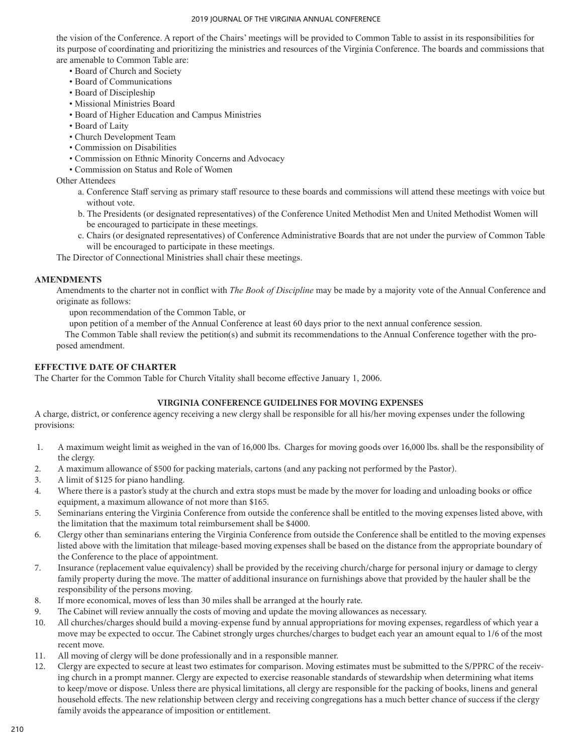the vision of the Conference. A report of the Chairs' meetings will be provided to Common Table to assist in its responsibilities for its purpose of coordinating and prioritizing the ministries and resources of the Virginia Conference. The boards and commissions that are amenable to Common Table are:

- Board of Church and Society
- Board of Communications
- Board of Discipleship
- Missional Ministries Board
- Board of Higher Education and Campus Ministries
- Board of Laity
- Church Development Team
- Commission on Disabilities
- Commission on Ethnic Minority Concerns and Advocacy
- Commission on Status and Role of Women

Other Attendees

a. Conference Staff serving as primary staff resource to these boards and commissions will attend these meetings with voice but without vote.

b. The Presidents (or designated representatives) of the Conference United Methodist Men and United Methodist Women will be encouraged to participate in these meetings.

c. Chairs (or designated representatives) of Conference Administrative Boards that are not under the purview of Common Table will be encouraged to participate in these meetings.

The Director of Connectional Ministries shall chair these meetings.

## AMENDMENTS

Amendments to the charter not in conflict with *The Book of Discipline* may be made by a majority vote of the Annual Conference and originate as follows:

upon recommendation of the Common Table, or

upon petition of a member of the Annual Conference at least 60 days prior to the next annual conference session.

The Common Table shall review the petition(s) and submit its recommendations to the Annual Conference together with the proposed amendment.

## EFFECTIVE DATE OF CHARTER

The Charter for the Common Table for Church Vitality shall become effective January 1, 2006.

## VIRGINIA CONFERENCE GUIDELINES FOR MOVING EXPENSES

A charge, district, or conference agency receiving a new clergy shall be responsible for all his/her moving expenses under the following provisions:

1. A maximum weight limit as weighed in the van of 16,000 lbs. Charges for moving goods over 16,000 lbs. shall be the responsibility of the clergy.
2. A maximum allowance of $500 for packing materials, cartons (and any packing not performed by the Pastor).
3. A limit of $125 for piano handling.
4. Where there is a pastor's study at the church and extra stops must be made by the mover for loading and unloading books or office equipment, a maximum allowance of not more than $165.
5. Seminarians entering the Virginia Conference from outside the conference shall be entitled to the moving expenses listed above, with the limitation that the maximum total reimbursement shall be $4000.
6. Clergy other than seminarians entering the Virginia Conference from outside the Conference shall be entitled to the moving expenses listed above with the limitation that mileage-based moving expenses shall be based on the distance from the appropriate boundary of the Conference to the place of appointment.
7. Insurance (replacement value equivalency) shall be provided by the receiving church/charge for personal injury or damage to clergy family property during the move. The matter of additional insurance on furnishings above that provided by the hauler shall be the responsibility of the persons moving.
8. If more economical, moves of less than 30 miles shall be arranged at the hourly rate.
9. The Cabinet will review annually the costs of moving and update the moving allowances as necessary.
10. All churches/charges should build a moving-expense fund by annual appropriations for moving expenses, regardless of which year a move may be expected to occur. The Cabinet strongly urges churches/charges to budget each year an amount equal to 1/6 of the most recent move.
11. All moving of clergy will be done professionally and in a responsible manner.
12. Clergy are expected to secure at least two estimates for comparison. Moving estimates must be submitted to the S/PPRC of the receiving church in a prompt manner. Clergy are expected to exercise reasonable standards of stewardship when determining what items to keep/move or dispose. Unless there are physical limitations, all clergy are responsible for the packing of books, linens and general household effects. The new relationship between clergy and receiving congregations has a much better chance of success if the clergy family avoids the appearance of imposition or entitlement.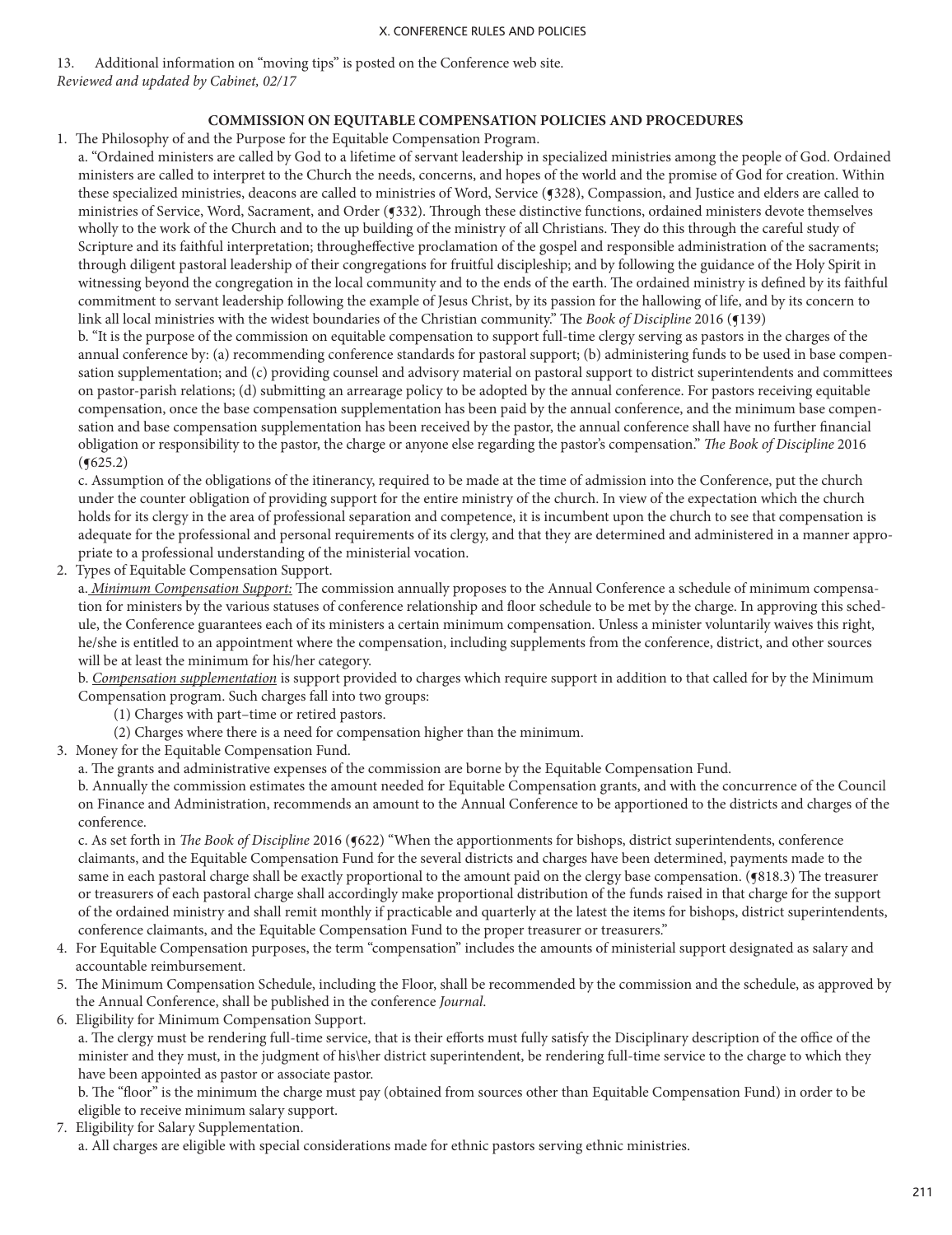13. Additional information on "moving tips" is posted on the Conference web site.
*Reviewed and updated by Cabinet, 02/17*

**COMMISSION ON EQUITABLE COMPENSATION POLICIES AND PROCEDURES**

1. The Philosophy of and the Purpose for the Equitable Compensation Program.

   a. "Ordained ministers are called by God to a lifetime of servant leadership in specialized ministries among the people of God. Ordained ministers are called to interpret to the Church the needs, concerns, and hopes of the world and the promise of God for creation. Within these specialized ministries, deacons are called to ministries of Word, Service (¶328), Compassion, and Justice and elders are called to ministries of Service, Word, Sacrament, and Order (¶332). Through these distinctive functions, ordained ministers devote themselves wholly to the work of the Church and to the up building of the ministry of all Christians. They do this through the careful study of Scripture and its faithful interpretation; througheffective proclamation of the gospel and responsible administration of the sacraments; through diligent pastoral leadership of their congregations for fruitful discipleship; and by following the guidance of the Holy Spirit in witnessing beyond the congregation in the local community and to the ends of the earth. The ordained ministry is defined by its faithful commitment to servant leadership following the example of Jesus Christ, by its passion for the hallowing of life, and by its concern to link all local ministries with the widest boundaries of the Christian community." The *Book of Discipline* 2016 (¶139)

   b. "It is the purpose of the commission on equitable compensation to support full-time clergy serving as pastors in the charges of the annual conference by: (a) recommending conference standards for pastoral support; (b) administering funds to be used in base compensation supplementation; and (c) providing counsel and advisory material on pastoral support to district superintendents and committees on pastor-parish relations; (d) submitting an arrearage policy to be adopted by the annual conference. For pastors receiving equitable compensation, once the base compensation supplementation has been paid by the annual conference, and the minimum base compensation and base compensation supplementation has been received by the pastor, the annual conference shall have no further financial obligation or responsibility to the pastor, the charge or anyone else regarding the pastor's compensation." *The Book of Discipline* 2016 (¶625.2)

   c. Assumption of the obligations of the itinerancy, required to be made at the time of admission into the Conference, put the church under the counter obligation of providing support for the entire ministry of the church. In view of the expectation which the church holds for its clergy in the area of professional separation and competence, it is incumbent upon the church to see that compensation is adequate for the professional and personal requirements of its clergy, and that they are determined and administered in a manner appropriate to a professional understanding of the ministerial vocation.

2. Types of Equitable Compensation Support.

   a. *Minimum Compensation Support:* The commission annually proposes to the Annual Conference a schedule of minimum compensation for ministers by the various statuses of conference relationship and floor schedule to be met by the charge. In approving this schedule, the Conference guarantees each of its ministers a certain minimum compensation. Unless a minister voluntarily waives this right, he/she is entitled to an appointment where the compensation, including supplements from the conference, district, and other sources will be at least the minimum for his/her category.

   b. *Compensation supplementation* is support provided to charges which require support in addition to that called for by the Minimum Compensation program. Such charges fall into two groups:

      (1) Charges with part–time or retired pastors.

      (2) Charges where there is a need for compensation higher than the minimum.

3. Money for the Equitable Compensation Fund.

   a. The grants and administrative expenses of the commission are borne by the Equitable Compensation Fund.

   b. Annually the commission estimates the amount needed for Equitable Compensation grants, and with the concurrence of the Council on Finance and Administration, recommends an amount to the Annual Conference to be apportioned to the districts and charges of the conference.

   c. As set forth in *The Book of Discipline* 2016 (¶622) "When the apportionments for bishops, district superintendents, conference claimants, and the Equitable Compensation Fund for the several districts and charges have been determined, payments made to the same in each pastoral charge shall be exactly proportional to the amount paid on the clergy base compensation. (¶818.3) The treasurer or treasurers of each pastoral charge shall accordingly make proportional distribution of the funds raised in that charge for the support of the ordained ministry and shall remit monthly if practicable and quarterly at the latest the items for bishops, district superintendents, conference claimants, and the Equitable Compensation Fund to the proper treasurer or treasurers."

4. For Equitable Compensation purposes, the term "compensation" includes the amounts of ministerial support designated as salary and accountable reimbursement.

5. The Minimum Compensation Schedule, including the Floor, shall be recommended by the commission and the schedule, as approved by the Annual Conference, shall be published in the conference *Journal*.

6. Eligibility for Minimum Compensation Support.

   a. The clergy must be rendering full-time service, that is their efforts must fully satisfy the Disciplinary description of the office of the minister and they must, in the judgment of his\her district superintendent, be rendering full-time service to the charge to which they have been appointed as pastor or associate pastor.

   b. The "floor" is the minimum the charge must pay (obtained from sources other than Equitable Compensation Fund) in order to be eligible to receive minimum salary support.

7. Eligibility for Salary Supplementation.

   a. All charges are eligible with special considerations made for ethnic pastors serving ethnic ministries.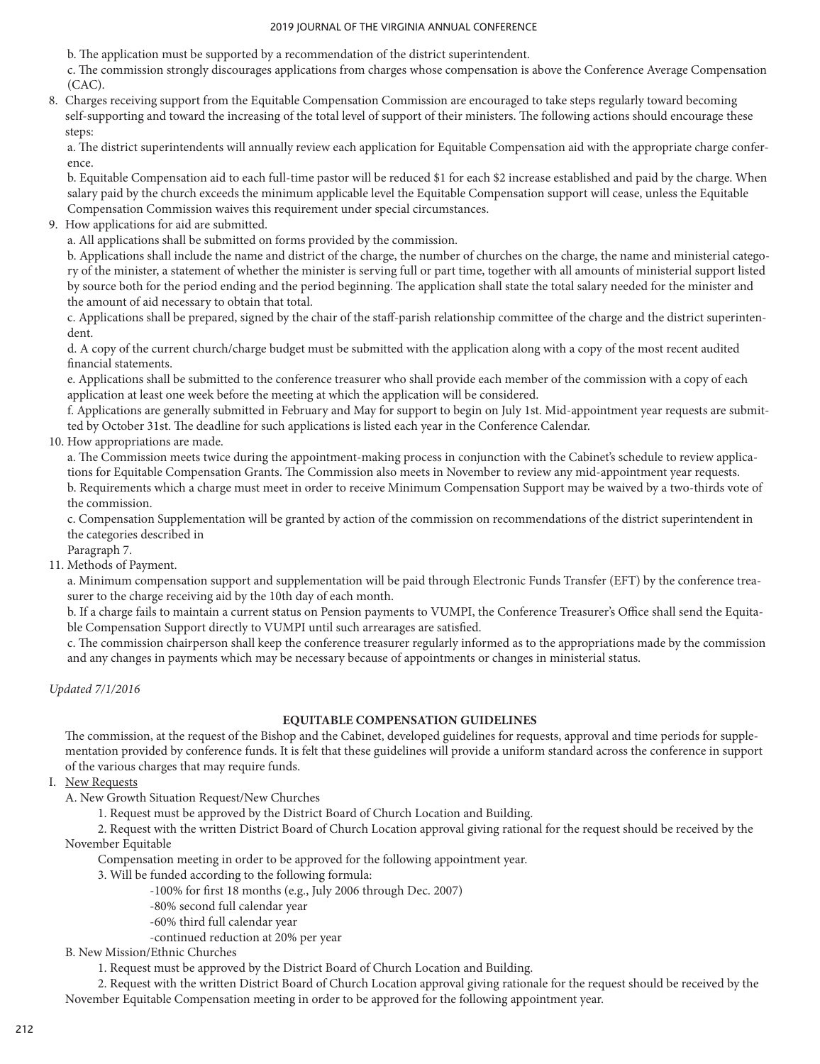b. The application must be supported by a recommendation of the district superintendent.

c. The commission strongly discourages applications from charges whose compensation is above the Conference Average Compensation (CAC).

8. Charges receiving support from the Equitable Compensation Commission are encouraged to take steps regularly toward becoming self-supporting and toward the increasing of the total level of support of their ministers. The following actions should encourage these steps:

   a. The district superintendents will annually review each application for Equitable Compensation aid with the appropriate charge conference.

   b. Equitable Compensation aid to each full-time pastor will be reduced $1 for each $2 increase established and paid by the charge. When salary paid by the church exceeds the minimum applicable level the Equitable Compensation support will cease, unless the Equitable Compensation Commission waives this requirement under special circumstances.

9. How applications for aid are submitted.

   a. All applications shall be submitted on forms provided by the commission.

   b. Applications shall include the name and district of the charge, the number of churches on the charge, the name and ministerial category of the minister, a statement of whether the minister is serving full or part time, together with all amounts of ministerial support listed by source both for the period ending and the period beginning. The application shall state the total salary needed for the minister and the amount of aid necessary to obtain that total.

   c. Applications shall be prepared, signed by the chair of the staff-parish relationship committee of the charge and the district superintendent.

   d. A copy of the current church/charge budget must be submitted with the application along with a copy of the most recent audited financial statements.

   e. Applications shall be submitted to the conference treasurer who shall provide each member of the commission with a copy of each application at least one week before the meeting at which the application will be considered.

   f. Applications are generally submitted in February and May for support to begin on July 1st. Mid-appointment year requests are submitted by October 31st. The deadline for such applications is listed each year in the Conference Calendar.

10. How appropriations are made.

   a. The Commission meets twice during the appointment-making process in conjunction with the Cabinet's schedule to review applications for Equitable Compensation Grants. The Commission also meets in November to review any mid-appointment year requests.

   b. Requirements which a charge must meet in order to receive Minimum Compensation Support may be waived by a two-thirds vote of the commission.

   c. Compensation Supplementation will be granted by action of the commission on recommendations of the district superintendent in the categories described in
   Paragraph 7.

11. Methods of Payment.

   a. Minimum compensation support and supplementation will be paid through Electronic Funds Transfer (EFT) by the conference treasurer to the charge receiving aid by the 10th day of each month.

   b. If a charge fails to maintain a current status on Pension payments to VUMPI, the Conference Treasurer's Office shall send the Equitable Compensation Support directly to VUMPI until such arrearages are satisfied.

   c. The commission chairperson shall keep the conference treasurer regularly informed as to the appropriations made by the commission and any changes in payments which may be necessary because of appointments or changes in ministerial status.

*Updated 7/1/2016*

## EQUITABLE COMPENSATION GUIDELINES

The commission, at the request of the Bishop and the Cabinet, developed guidelines for requests, approval and time periods for supplementation provided by conference funds. It is felt that these guidelines will provide a uniform standard across the conference in support of the various charges that may require funds.

I. <u>New Requests</u>

   A. New Growth Situation Request/New Churches

      1. Request must be approved by the District Board of Church Location and Building.

      2. Request with the written District Board of Church Location approval giving rational for the request should be received by the November Equitable Compensation meeting in order to be approved for the following appointment year.

      3. Will be funded according to the following formula:

         - 100% for first 18 months (e.g., July 2006 through Dec. 2007)
         - 80% second full calendar year
         - 60% third full calendar year
         - continued reduction at 20% per year

   B. New Mission/Ethnic Churches

      1. Request must be approved by the District Board of Church Location and Building.

      2. Request with the written District Board of Church Location approval giving rationale for the request should be received by the November Equitable Compensation meeting in order to be approved for the following appointment year.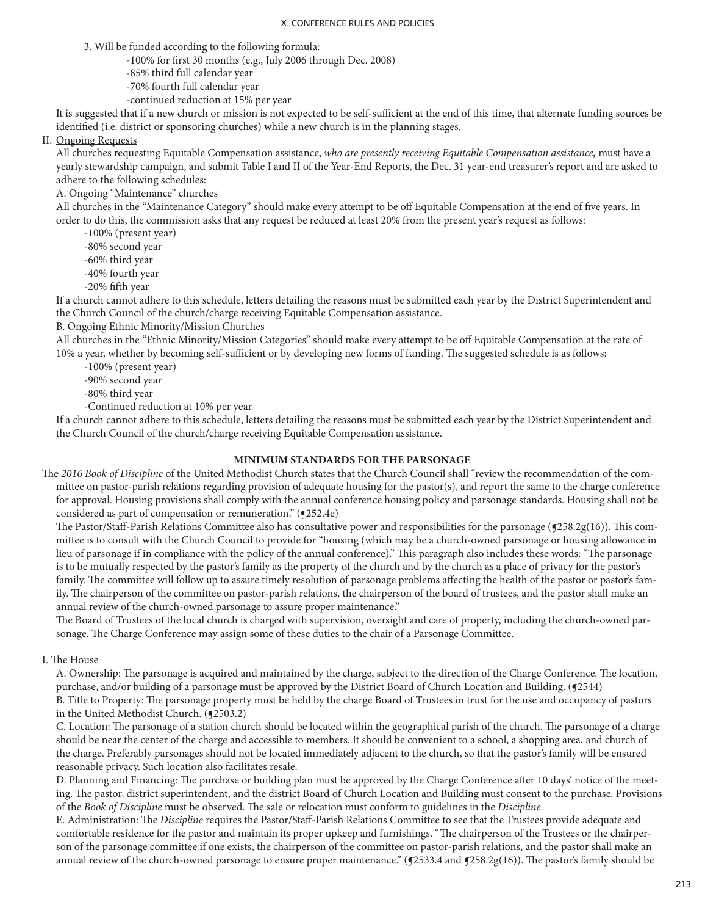3. Will be funded according to the following formula:
   - -100% for first 30 months (e.g., July 2006 through Dec. 2008)
   - -85% third full calendar year
   - -70% fourth full calendar year
   - -continued reduction at 15% per year

It is suggested that if a new church or mission is not expected to be self-sufficient at the end of this time, that alternate funding sources be identified (i.e. district or sponsoring churches) while a new church is in the planning stages.

II. Ongoing Requests

All churches requesting Equitable Compensation assistance, *who are presently receiving Equitable Compensation assistance,* must have a yearly stewardship campaign, and submit Table I and II of the Year-End Reports, the Dec. 31 year-end treasurer's report and are asked to adhere to the following schedules:

A. Ongoing "Maintenance" churches

All churches in the "Maintenance Category" should make every attempt to be off Equitable Compensation at the end of five years. In order to do this, the commission asks that any request be reduced at least 20% from the present year's request as follows:

- -100% (present year)
- -80% second year
- -60% third year
- -40% fourth year
- -20% fifth year

If a church cannot adhere to this schedule, letters detailing the reasons must be submitted each year by the District Superintendent and the Church Council of the church/charge receiving Equitable Compensation assistance.

B. Ongoing Ethnic Minority/Mission Churches

All churches in the "Ethnic Minority/Mission Categories" should make every attempt to be off Equitable Compensation at the rate of 10% a year, whether by becoming self-sufficient or by developing new forms of funding. The suggested schedule is as follows:

- -100% (present year)
- -90% second year
- -80% third year
- -Continued reduction at 10% per year

If a church cannot adhere to this schedule, letters detailing the reasons must be submitted each year by the District Superintendent and the Church Council of the church/charge receiving Equitable Compensation assistance.

## MINIMUM STANDARDS FOR THE PARSONAGE

The *2016 Book of Discipline* of the United Methodist Church states that the Church Council shall "review the recommendation of the committee on pastor-parish relations regarding provision of adequate housing for the pastor(s), and report the same to the charge conference for approval. Housing provisions shall comply with the annual conference housing policy and parsonage standards. Housing shall not be considered as part of compensation or remuneration." (¶252.4e)

The Pastor/Staff-Parish Relations Committee also has consultative power and responsibilities for the parsonage (¶258.2g(16)). This committee is to consult with the Church Council to provide for "housing (which may be a church-owned parsonage or housing allowance in lieu of parsonage if in compliance with the policy of the annual conference)." This paragraph also includes these words: "The parsonage is to be mutually respected by the pastor's family as the property of the church and by the church as a place of privacy for the pastor's family. The committee will follow up to assure timely resolution of parsonage problems affecting the health of the pastor or pastor's family. The chairperson of the committee on pastor-parish relations, the chairperson of the board of trustees, and the pastor shall make an annual review of the church-owned parsonage to assure proper maintenance."

The Board of Trustees of the local church is charged with supervision, oversight and care of property, including the church-owned parsonage. The Charge Conference may assign some of these duties to the chair of a Parsonage Committee.

I. The House

A. Ownership: The parsonage is acquired and maintained by the charge, subject to the direction of the Charge Conference. The location, purchase, and/or building of a parsonage must be approved by the District Board of Church Location and Building. (¶2544)

B. Title to Property: The parsonage property must be held by the charge Board of Trustees in trust for the use and occupancy of pastors in the United Methodist Church. (¶2503.2)

C. Location: The parsonage of a station church should be located within the geographical parish of the church. The parsonage of a charge should be near the center of the charge and accessible to members. It should be convenient to a school, a shopping area, and church of the charge. Preferably parsonages should not be located immediately adjacent to the church, so that the pastor's family will be ensured reasonable privacy. Such location also facilitates resale.

D. Planning and Financing: The purchase or building plan must be approved by the Charge Conference after 10 days' notice of the meeting. The pastor, district superintendent, and the district Board of Church Location and Building must consent to the purchase. Provisions of the *Book of Discipline* must be observed. The sale or relocation must conform to guidelines in the *Discipline*.

E. Administration: The *Discipline* requires the Pastor/Staff-Parish Relations Committee to see that the Trustees provide adequate and comfortable residence for the pastor and maintain its proper upkeep and furnishings. "The chairperson of the Trustees or the chairperson of the parsonage committee if one exists, the chairperson of the committee on pastor-parish relations, and the pastor shall make an annual review of the church-owned parsonage to ensure proper maintenance." (¶2533.4 and ¶258.2g(16)). The pastor's family should be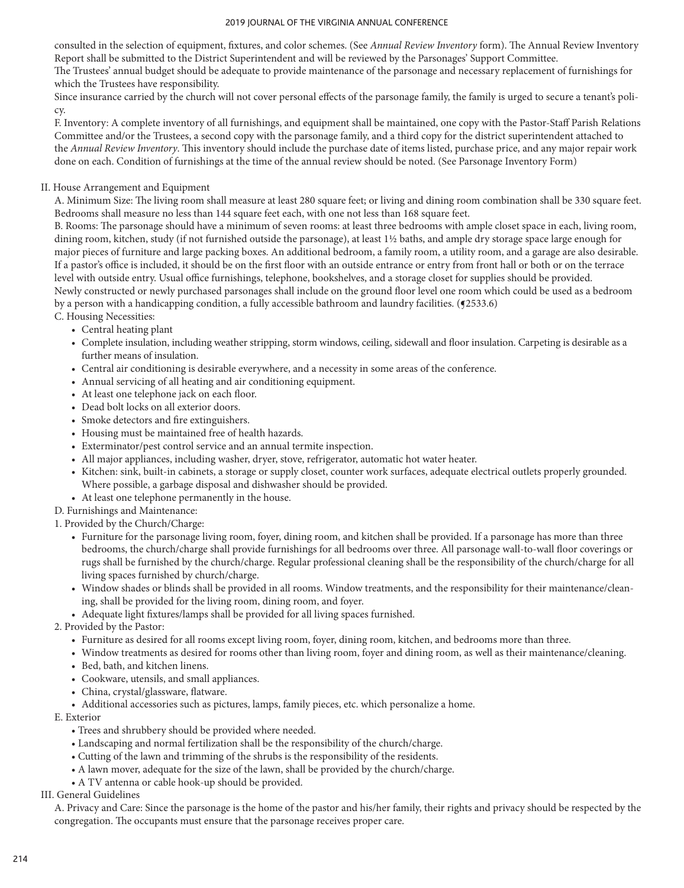consulted in the selection of equipment, fixtures, and color schemes. (See *Annual Review Inventory* form). The Annual Review Inventory Report shall be submitted to the District Superintendent and will be reviewed by the Parsonages' Support Committee.

The Trustees' annual budget should be adequate to provide maintenance of the parsonage and necessary replacement of furnishings for which the Trustees have responsibility.

Since insurance carried by the church will not cover personal effects of the parsonage family, the family is urged to secure a tenant's policy.

F. Inventory: A complete inventory of all furnishings, and equipment shall be maintained, one copy with the Pastor-Staff Parish Relations Committee and/or the Trustees, a second copy with the parsonage family, and a third copy for the district superintendent attached to the *Annual Review Inventory*. This inventory should include the purchase date of items listed, purchase price, and any major repair work done on each. Condition of furnishings at the time of the annual review should be noted. (See Parsonage Inventory Form)

II. House Arrangement and Equipment

A. Minimum Size: The living room shall measure at least 280 square feet; or living and dining room combination shall be 330 square feet. Bedrooms shall measure no less than 144 square feet each, with one not less than 168 square feet.

B. Rooms: The parsonage should have a minimum of seven rooms: at least three bedrooms with ample closet space in each, living room, dining room, kitchen, study (if not furnished outside the parsonage), at least 1½ baths, and ample dry storage space large enough for major pieces of furniture and large packing boxes. An additional bedroom, a family room, a utility room, and a garage are also desirable. If a pastor's office is included, it should be on the first floor with an outside entrance or entry from front hall or both or on the terrace level with outside entry. Usual office furnishings, telephone, bookshelves, and a storage closet for supplies should be provided.

Newly constructed or newly purchased parsonages shall include on the ground floor level one room which could be used as a bedroom by a person with a handicapping condition, a fully accessible bathroom and laundry facilities. (¶2533.6)

C. Housing Necessities:

- Central heating plant
- Complete insulation, including weather stripping, storm windows, ceiling, sidewall and floor insulation. Carpeting is desirable as a further means of insulation.
- Central air conditioning is desirable everywhere, and a necessity in some areas of the conference.
- Annual servicing of all heating and air conditioning equipment.
- At least one telephone jack on each floor.
- Dead bolt locks on all exterior doors.
- Smoke detectors and fire extinguishers.
- Housing must be maintained free of health hazards.
- Exterminator/pest control service and an annual termite inspection.
- All major appliances, including washer, dryer, stove, refrigerator, automatic hot water heater.
- Kitchen: sink, built-in cabinets, a storage or supply closet, counter work surfaces, adequate electrical outlets properly grounded. Where possible, a garbage disposal and dishwasher should be provided.
- At least one telephone permanently in the house.

D. Furnishings and Maintenance:

1. Provided by the Church/Charge:

- Furniture for the parsonage living room, foyer, dining room, and kitchen shall be provided. If a parsonage has more than three bedrooms, the church/charge shall provide furnishings for all bedrooms over three. All parsonage wall-to-wall floor coverings or rugs shall be furnished by the church/charge. Regular professional cleaning shall be the responsibility of the church/charge for all living spaces furnished by church/charge.
- Window shades or blinds shall be provided in all rooms. Window treatments, and the responsibility for their maintenance/cleaning, shall be provided for the living room, dining room, and foyer.
- Adequate light fixtures/lamps shall be provided for all living spaces furnished.

2. Provided by the Pastor:

- Furniture as desired for all rooms except living room, foyer, dining room, kitchen, and bedrooms more than three.
- Window treatments as desired for rooms other than living room, foyer and dining room, as well as their maintenance/cleaning.
- Bed, bath, and kitchen linens.
- Cookware, utensils, and small appliances.
- China, crystal/glassware, flatware.
- Additional accessories such as pictures, lamps, family pieces, etc. which personalize a home.

E. Exterior

- Trees and shrubbery should be provided where needed.
- Landscaping and normal fertilization shall be the responsibility of the church/charge.
- Cutting of the lawn and trimming of the shrubs is the responsibility of the residents.
- A lawn mover, adequate for the size of the lawn, shall be provided by the church/charge.
- A TV antenna or cable hook-up should be provided.

III. General Guidelines

A. Privacy and Care: Since the parsonage is the home of the pastor and his/her family, their rights and privacy should be respected by the congregation. The occupants must ensure that the parsonage receives proper care.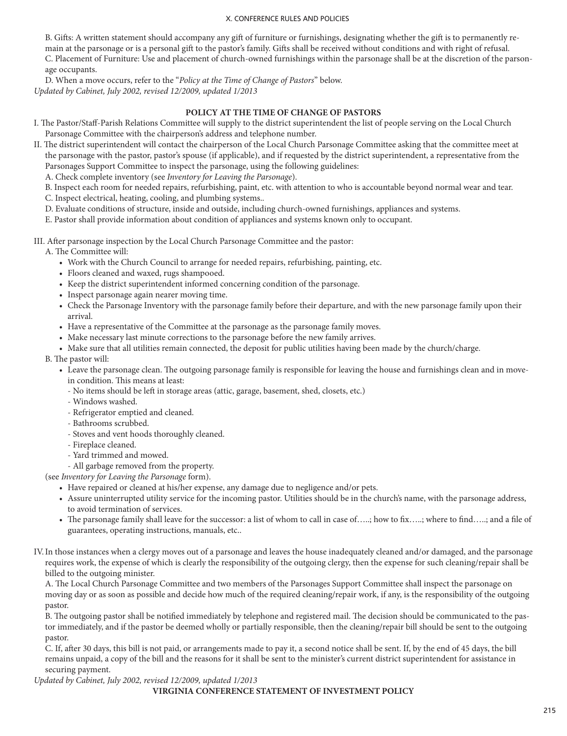B. Gifts: A written statement should accompany any gift of furniture or furnishings, designating whether the gift is to permanently remain at the parsonage or is a personal gift to the pastor's family. Gifts shall be received without conditions and with right of refusal.

C. Placement of Furniture: Use and placement of church-owned furnishings within the parsonage shall be at the discretion of the parsonage occupants.

D. When a move occurs, refer to the "*Policy at the Time of Change of Pastors*" below.

*Updated by Cabinet, July 2002, revised 12/2009, updated 1/2013*

## POLICY AT THE TIME OF CHANGE OF PASTORS

I. The Pastor/Staff-Parish Relations Committee will supply to the district superintendent the list of people serving on the Local Church Parsonage Committee with the chairperson's address and telephone number.

II. The district superintendent will contact the chairperson of the Local Church Parsonage Committee asking that the committee meet at the parsonage with the pastor, pastor's spouse (if applicable), and if requested by the district superintendent, a representative from the Parsonages Support Committee to inspect the parsonage, using the following guidelines:

A. Check complete inventory (see *Inventory for Leaving the Parsonage*).

B. Inspect each room for needed repairs, refurbishing, paint, etc. with attention to who is accountable beyond normal wear and tear.

C. Inspect electrical, heating, cooling, and plumbing systems..

D. Evaluate conditions of structure, inside and outside, including church-owned furnishings, appliances and systems.

E. Pastor shall provide information about condition of appliances and systems known only to occupant.

III. After parsonage inspection by the Local Church Parsonage Committee and the pastor:

A. The Committee will:

- Work with the Church Council to arrange for needed repairs, refurbishing, painting, etc.
- Floors cleaned and waxed, rugs shampooed.
- Keep the district superintendent informed concerning condition of the parsonage.
- Inspect parsonage again nearer moving time.
- Check the Parsonage Inventory with the parsonage family before their departure, and with the new parsonage family upon their arrival.
- Have a representative of the Committee at the parsonage as the parsonage family moves.
- Make necessary last minute corrections to the parsonage before the new family arrives.
- Make sure that all utilities remain connected, the deposit for public utilities having been made by the church/charge.

B. The pastor will:

- Leave the parsonage clean. The outgoing parsonage family is responsible for leaving the house and furnishings clean and in move-in condition. This means at least:
  - No items should be left in storage areas (attic, garage, basement, shed, closets, etc.)
  - Windows washed.
  - Refrigerator emptied and cleaned.
  - Bathrooms scrubbed.
  - Stoves and vent hoods thoroughly cleaned.
  - Fireplace cleaned.
  - Yard trimmed and mowed.
  - All garbage removed from the property.

(see *Inventory for Leaving the Parsonage* form).

- Have repaired or cleaned at his/her expense, any damage due to negligence and/or pets.
- Assure uninterrupted utility service for the incoming pastor. Utilities should be in the church's name, with the parsonage address, to avoid termination of services.
- The parsonage family shall leave for the successor: a list of whom to call in case of…..; how to fix…..; where to find…..; and a file of guarantees, operating instructions, manuals, etc..

IV. In those instances when a clergy moves out of a parsonage and leaves the house inadequately cleaned and/or damaged, and the parsonage requires work, the expense of which is clearly the responsibility of the outgoing clergy, then the expense for such cleaning/repair shall be billed to the outgoing minister.

A. The Local Church Parsonage Committee and two members of the Parsonages Support Committee shall inspect the parsonage on moving day or as soon as possible and decide how much of the required cleaning/repair work, if any, is the responsibility of the outgoing pastor.

B. The outgoing pastor shall be notified immediately by telephone and registered mail. The decision should be communicated to the pastor immediately, and if the pastor be deemed wholly or partially responsible, then the cleaning/repair bill should be sent to the outgoing pastor.

C. If, after 30 days, this bill is not paid, or arrangements made to pay it, a second notice shall be sent. If, by the end of 45 days, the bill remains unpaid, a copy of the bill and the reasons for it shall be sent to the minister's current district superintendent for assistance in securing payment.

*Updated by Cabinet, July 2002, revised 12/2009, updated 1/2013*

## VIRGINIA CONFERENCE STATEMENT OF INVESTMENT POLICY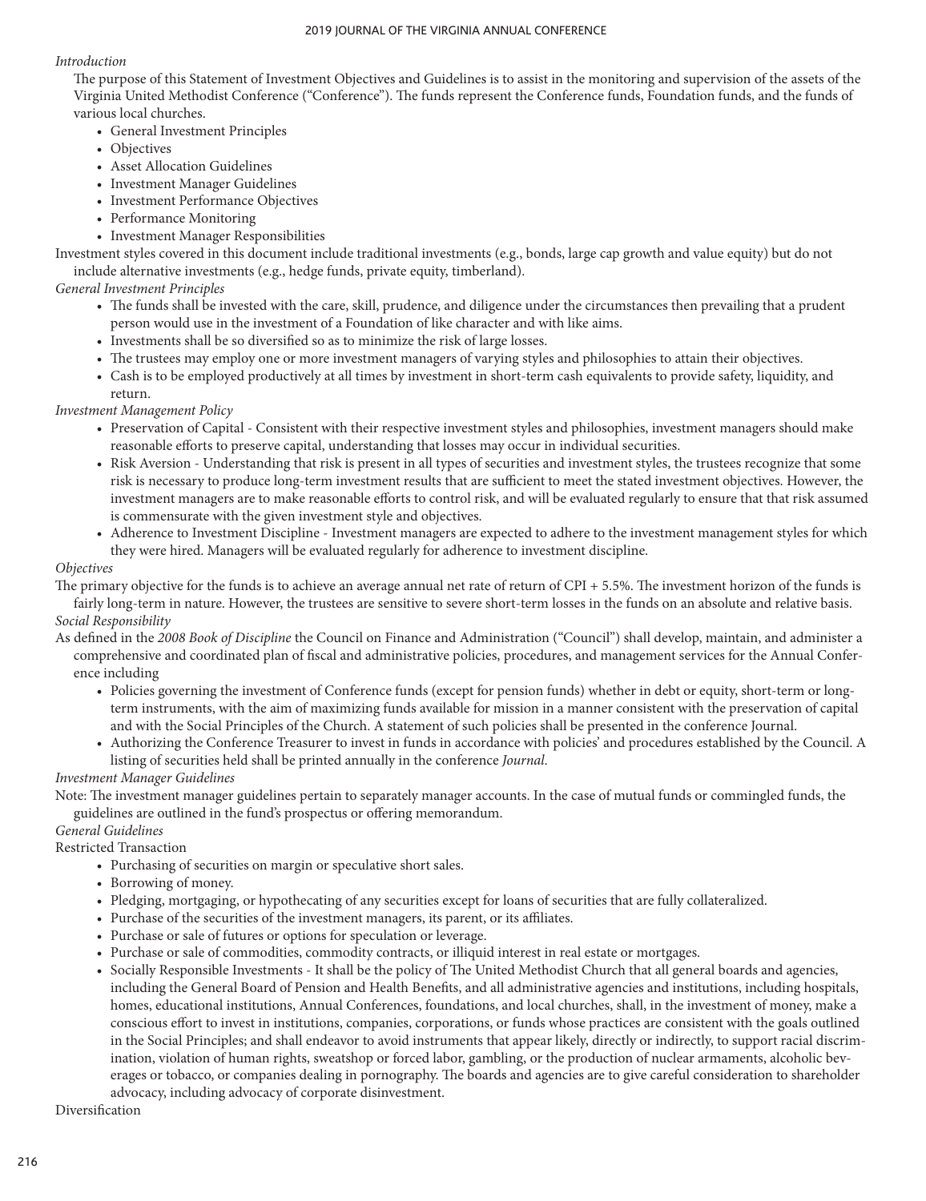*Introduction*

The purpose of this Statement of Investment Objectives and Guidelines is to assist in the monitoring and supervision of the assets of the Virginia United Methodist Conference ("Conference"). The funds represent the Conference funds, Foundation funds, and the funds of various local churches.

- General Investment Principles
- Objectives
- Asset Allocation Guidelines
- Investment Manager Guidelines
- Investment Performance Objectives
- Performance Monitoring
- Investment Manager Responsibilities

Investment styles covered in this document include traditional investments (e.g., bonds, large cap growth and value equity) but do not include alternative investments (e.g., hedge funds, private equity, timberland).

*General Investment Principles*

- The funds shall be invested with the care, skill, prudence, and diligence under the circumstances then prevailing that a prudent person would use in the investment of a Foundation of like character and with like aims.
- Investments shall be so diversified so as to minimize the risk of large losses.
- The trustees may employ one or more investment managers of varying styles and philosophies to attain their objectives.
- Cash is to be employed productively at all times by investment in short-term cash equivalents to provide safety, liquidity, and return.

*Investment Management Policy*

- Preservation of Capital - Consistent with their respective investment styles and philosophies, investment managers should make reasonable efforts to preserve capital, understanding that losses may occur in individual securities.
- Risk Aversion - Understanding that risk is present in all types of securities and investment styles, the trustees recognize that some risk is necessary to produce long-term investment results that are sufficient to meet the stated investment objectives. However, the investment managers are to make reasonable efforts to control risk, and will be evaluated regularly to ensure that that risk assumed is commensurate with the given investment style and objectives.
- Adherence to Investment Discipline - Investment managers are expected to adhere to the investment management styles for which they were hired. Managers will be evaluated regularly for adherence to investment discipline.

*Objectives*

The primary objective for the funds is to achieve an average annual net rate of return of CPI + 5.5%. The investment horizon of the funds is fairly long-term in nature. However, the trustees are sensitive to severe short-term losses in the funds on an absolute and relative basis.

*Social Responsibility*

As defined in the *2008 Book of Discipline* the Council on Finance and Administration ("Council") shall develop, maintain, and administer a comprehensive and coordinated plan of fiscal and administrative policies, procedures, and management services for the Annual Conference including

- Policies governing the investment of Conference funds (except for pension funds) whether in debt or equity, short-term or long-term instruments, with the aim of maximizing funds available for mission in a manner consistent with the preservation of capital and with the Social Principles of the Church. A statement of such policies shall be presented in the conference Journal.
- Authorizing the Conference Treasurer to invest in funds in accordance with policies' and procedures established by the Council. A listing of securities held shall be printed annually in the conference *Journal*.

*Investment Manager Guidelines*

Note: The investment manager guidelines pertain to separately manager accounts. In the case of mutual funds or commingled funds, the guidelines are outlined in the fund's prospectus or offering memorandum.

*General Guidelines*

Restricted Transaction

- Purchasing of securities on margin or speculative short sales.
- Borrowing of money.
- Pledging, mortgaging, or hypothecating of any securities except for loans of securities that are fully collateralized.
- Purchase of the securities of the investment managers, its parent, or its affiliates.
- Purchase or sale of futures or options for speculation or leverage.
- Purchase or sale of commodities, commodity contracts, or illiquid interest in real estate or mortgages.
- Socially Responsible Investments - It shall be the policy of The United Methodist Church that all general boards and agencies, including the General Board of Pension and Health Benefits, and all administrative agencies and institutions, including hospitals, homes, educational institutions, Annual Conferences, foundations, and local churches, shall, in the investment of money, make a conscious effort to invest in institutions, companies, corporations, or funds whose practices are consistent with the goals outlined in the Social Principles; and shall endeavor to avoid instruments that appear likely, directly or indirectly, to support racial discrimination, violation of human rights, sweatshop or forced labor, gambling, or the production of nuclear armaments, alcoholic beverages or tobacco, or companies dealing in pornography. The boards and agencies are to give careful consideration to shareholder advocacy, including advocacy of corporate disinvestment.

Diversification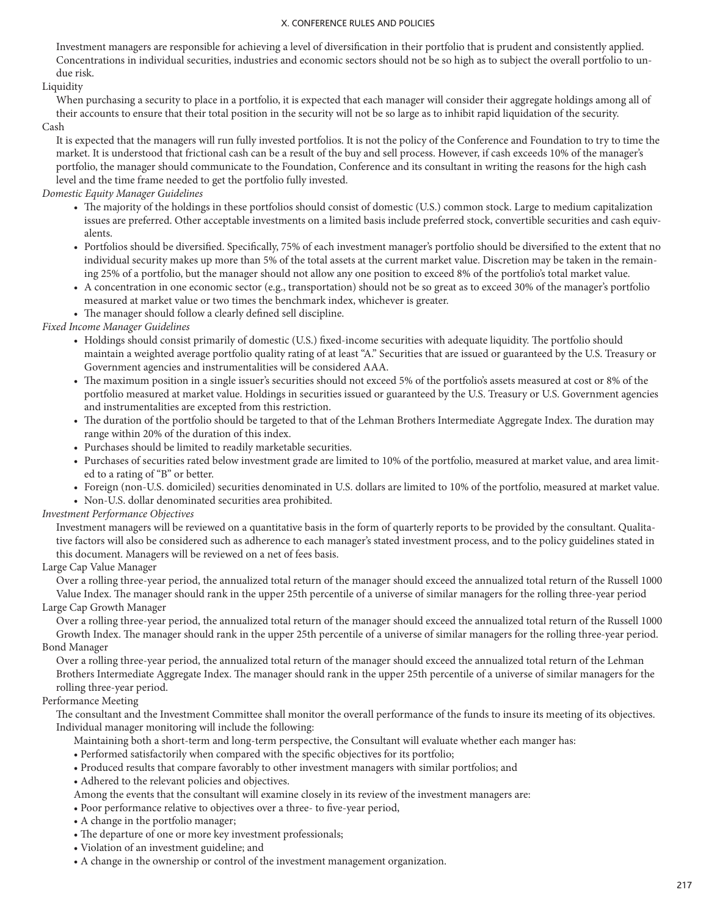Investment managers are responsible for achieving a level of diversification in their portfolio that is prudent and consistently applied. Concentrations in individual securities, industries and economic sectors should not be so high as to subject the overall portfolio to undue risk.

Liquidity

When purchasing a security to place in a portfolio, it is expected that each manager will consider their aggregate holdings among all of their accounts to ensure that their total position in the security will not be so large as to inhibit rapid liquidation of the security.

Cash

It is expected that the managers will run fully invested portfolios. It is not the policy of the Conference and Foundation to try to time the market. It is understood that frictional cash can be a result of the buy and sell process. However, if cash exceeds 10% of the manager's portfolio, the manager should communicate to the Foundation, Conference and its consultant in writing the reasons for the high cash level and the time frame needed to get the portfolio fully invested.

*Domestic Equity Manager Guidelines*

- The majority of the holdings in these portfolios should consist of domestic (U.S.) common stock. Large to medium capitalization issues are preferred. Other acceptable investments on a limited basis include preferred stock, convertible securities and cash equivalents.
- Portfolios should be diversified. Specifically, 75% of each investment manager's portfolio should be diversified to the extent that no individual security makes up more than 5% of the total assets at the current market value. Discretion may be taken in the remaining 25% of a portfolio, but the manager should not allow any one position to exceed 8% of the portfolio's total market value.
- A concentration in one economic sector (e.g., transportation) should not be so great as to exceed 30% of the manager's portfolio measured at market value or two times the benchmark index, whichever is greater.
- The manager should follow a clearly defined sell discipline.

*Fixed Income Manager Guidelines*

- Holdings should consist primarily of domestic (U.S.) fixed-income securities with adequate liquidity. The portfolio should maintain a weighted average portfolio quality rating of at least "A." Securities that are issued or guaranteed by the U.S. Treasury or Government agencies and instrumentalities will be considered AAA.
- The maximum position in a single issuer's securities should not exceed 5% of the portfolio's assets measured at cost or 8% of the portfolio measured at market value. Holdings in securities issued or guaranteed by the U.S. Treasury or U.S. Government agencies and instrumentalities are excepted from this restriction.
- The duration of the portfolio should be targeted to that of the Lehman Brothers Intermediate Aggregate Index. The duration may range within 20% of the duration of this index.
- Purchases should be limited to readily marketable securities.
- Purchases of securities rated below investment grade are limited to 10% of the portfolio, measured at market value, and area limited to a rating of "B" or better.
- Foreign (non-U.S. domiciled) securities denominated in U.S. dollars are limited to 10% of the portfolio, measured at market value.
- Non-U.S. dollar denominated securities area prohibited.

*Investment Performance Objectives*

Investment managers will be reviewed on a quantitative basis in the form of quarterly reports to be provided by the consultant. Qualitative factors will also be considered such as adherence to each manager's stated investment process, and to the policy guidelines stated in this document. Managers will be reviewed on a net of fees basis.

Large Cap Value Manager

Over a rolling three-year period, the annualized total return of the manager should exceed the annualized total return of the Russell 1000 Value Index. The manager should rank in the upper 25th percentile of a universe of similar managers for the rolling three-year period

Large Cap Growth Manager

Over a rolling three-year period, the annualized total return of the manager should exceed the annualized total return of the Russell 1000 Growth Index. The manager should rank in the upper 25th percentile of a universe of similar managers for the rolling three-year period.

Bond Manager

Over a rolling three-year period, the annualized total return of the manager should exceed the annualized total return of the Lehman Brothers Intermediate Aggregate Index. The manager should rank in the upper 25th percentile of a universe of similar managers for the rolling three-year period.

Performance Meeting

The consultant and the Investment Committee shall monitor the overall performance of the funds to insure its meeting of its objectives. Individual manager monitoring will include the following:

Maintaining both a short-term and long-term perspective, the Consultant will evaluate whether each manger has:

- Performed satisfactorily when compared with the specific objectives for its portfolio;
- Produced results that compare favorably to other investment managers with similar portfolios; and
- Adhered to the relevant policies and objectives.

Among the events that the consultant will examine closely in its review of the investment managers are:

- Poor performance relative to objectives over a three- to five-year period,
- A change in the portfolio manager;
- The departure of one or more key investment professionals;
- Violation of an investment guideline; and
- A change in the ownership or control of the investment management organization.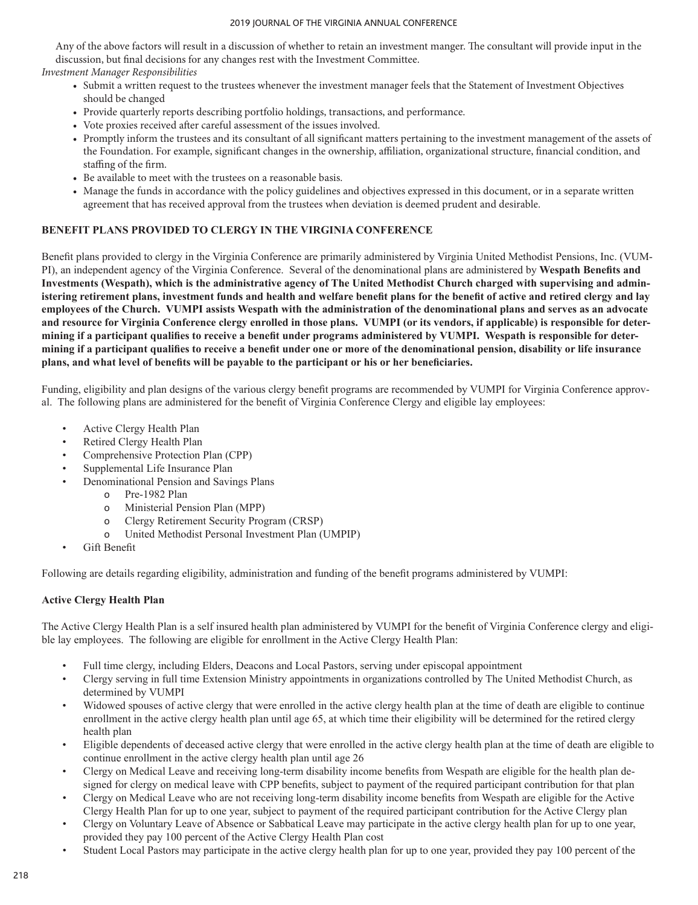Any of the above factors will result in a discussion of whether to retain an investment manger. The consultant will provide input in the discussion, but final decisions for any changes rest with the Investment Committee.

*Investment Manager Responsibilities*

- Submit a written request to the trustees whenever the investment manager feels that the Statement of Investment Objectives should be changed
- Provide quarterly reports describing portfolio holdings, transactions, and performance.
- Vote proxies received after careful assessment of the issues involved.
- Promptly inform the trustees and its consultant of all significant matters pertaining to the investment management of the assets of the Foundation. For example, significant changes in the ownership, affiliation, organizational structure, financial condition, and staffing of the firm.
- Be available to meet with the trustees on a reasonable basis.
- Manage the funds in accordance with the policy guidelines and objectives expressed in this document, or in a separate written agreement that has received approval from the trustees when deviation is deemed prudent and desirable.

## BENEFIT PLANS PROVIDED TO CLERGY IN THE VIRGINIA CONFERENCE

Benefit plans provided to clergy in the Virginia Conference are primarily administered by Virginia United Methodist Pensions, Inc. (VUMPI), an independent agency of the Virginia Conference. Several of the denominational plans are administered by **Wespath Benefits and Investments (Wespath), which is the administrative agency of The United Methodist Church charged with supervising and administering retirement plans, investment funds and health and welfare benefit plans for the benefit of active and retired clergy and lay employees of the Church. VUMPI assists Wespath with the administration of the denominational plans and serves as an advocate and resource for Virginia Conference clergy enrolled in those plans. VUMPI (or its vendors, if applicable) is responsible for determining if a participant qualifies to receive a benefit under programs administered by VUMPI. Wespath is responsible for determining if a participant qualifies to receive a benefit under one or more of the denominational pension, disability or life insurance plans, and what level of benefits will be payable to the participant or his or her beneficiaries.**

Funding, eligibility and plan designs of the various clergy benefit programs are recommended by VUMPI for Virginia Conference approval. The following plans are administered for the benefit of Virginia Conference Clergy and eligible lay employees:

- Active Clergy Health Plan
- Retired Clergy Health Plan
- Comprehensive Protection Plan (CPP)
- Supplemental Life Insurance Plan
- Denominational Pension and Savings Plans
  - Pre-1982 Plan
  - Ministerial Pension Plan (MPP)
  - Clergy Retirement Security Program (CRSP)
  - United Methodist Personal Investment Plan (UMPIP)
- Gift Benefit

Following are details regarding eligibility, administration and funding of the benefit programs administered by VUMPI:

### Active Clergy Health Plan

The Active Clergy Health Plan is a self insured health plan administered by VUMPI for the benefit of Virginia Conference clergy and eligible lay employees. The following are eligible for enrollment in the Active Clergy Health Plan:

- Full time clergy, including Elders, Deacons and Local Pastors, serving under episcopal appointment
- Clergy serving in full time Extension Ministry appointments in organizations controlled by The United Methodist Church, as determined by VUMPI
- Widowed spouses of active clergy that were enrolled in the active clergy health plan at the time of death are eligible to continue enrollment in the active clergy health plan until age 65, at which time their eligibility will be determined for the retired clergy health plan
- Eligible dependents of deceased active clergy that were enrolled in the active clergy health plan at the time of death are eligible to continue enrollment in the active clergy health plan until age 26
- Clergy on Medical Leave and receiving long-term disability income benefits from Wespath are eligible for the health plan designed for clergy on medical leave with CPP benefits, subject to payment of the required participant contribution for that plan
- Clergy on Medical Leave who are not receiving long-term disability income benefits from Wespath are eligible for the Active Clergy Health Plan for up to one year, subject to payment of the required participant contribution for the Active Clergy plan
- Clergy on Voluntary Leave of Absence or Sabbatical Leave may participate in the active clergy health plan for up to one year, provided they pay 100 percent of the Active Clergy Health Plan cost
- Student Local Pastors may participate in the active clergy health plan for up to one year, provided they pay 100 percent of the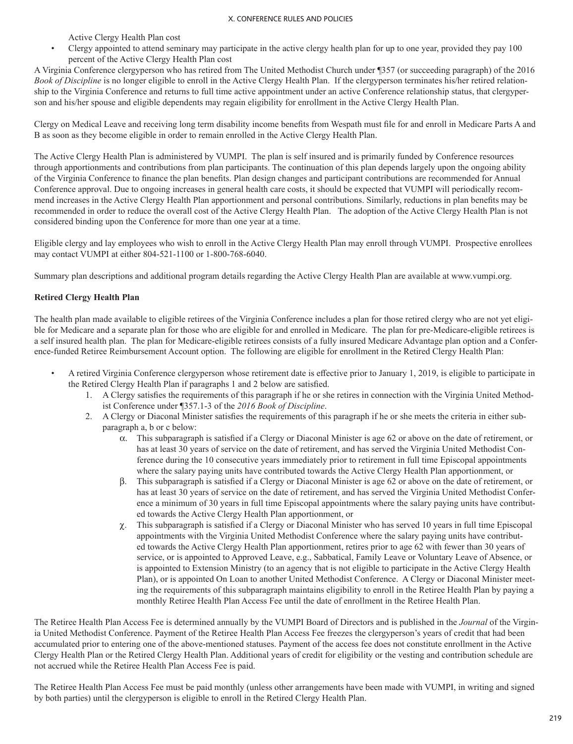Active Clergy Health Plan cost

- Clergy appointed to attend seminary may participate in the active clergy health plan for up to one year, provided they pay 100 percent of the Active Clergy Health Plan cost

A Virginia Conference clergyperson who has retired from The United Methodist Church under ¶357 (or succeeding paragraph) of the 2016 *Book of Discipline* is no longer eligible to enroll in the Active Clergy Health Plan. If the clergyperson terminates his/her retired relationship to the Virginia Conference and returns to full time active appointment under an active Conference relationship status, that clergyperson and his/her spouse and eligible dependents may regain eligibility for enrollment in the Active Clergy Health Plan.

Clergy on Medical Leave and receiving long term disability income benefits from Wespath must file for and enroll in Medicare Parts A and B as soon as they become eligible in order to remain enrolled in the Active Clergy Health Plan.

The Active Clergy Health Plan is administered by VUMPI. The plan is self insured and is primarily funded by Conference resources through apportionments and contributions from plan participants. The continuation of this plan depends largely upon the ongoing ability of the Virginia Conference to finance the plan benefits. Plan design changes and participant contributions are recommended for Annual Conference approval. Due to ongoing increases in general health care costs, it should be expected that VUMPI will periodically recommend increases in the Active Clergy Health Plan apportionment and personal contributions. Similarly, reductions in plan benefits may be recommended in order to reduce the overall cost of the Active Clergy Health Plan. The adoption of the Active Clergy Health Plan is not considered binding upon the Conference for more than one year at a time.

Eligible clergy and lay employees who wish to enroll in the Active Clergy Health Plan may enroll through VUMPI. Prospective enrollees may contact VUMPI at either 804-521-1100 or 1-800-768-6040.

Summary plan descriptions and additional program details regarding the Active Clergy Health Plan are available at www.vumpi.org.

**Retired Clergy Health Plan**

The health plan made available to eligible retirees of the Virginia Conference includes a plan for those retired clergy who are not yet eligible for Medicare and a separate plan for those who are eligible for and enrolled in Medicare. The plan for pre-Medicare-eligible retirees is a self insured health plan. The plan for Medicare-eligible retirees consists of a fully insured Medicare Advantage plan option and a Conference-funded Retiree Reimbursement Account option. The following are eligible for enrollment in the Retired Clergy Health Plan:

- A retired Virginia Conference clergyperson whose retirement date is effective prior to January 1, 2019, is eligible to participate in the Retired Clergy Health Plan if paragraphs 1 and 2 below are satisfied.
  1. A Clergy satisfies the requirements of this paragraph if he or she retires in connection with the Virginia United Methodist Conference under ¶357.1-3 of the *2016 Book of Discipline*.
  2. A Clergy or Diaconal Minister satisfies the requirements of this paragraph if he or she meets the criteria in either subparagraph a, b or c below:
     - α. This subparagraph is satisfied if a Clergy or Diaconal Minister is age 62 or above on the date of retirement, or has at least 30 years of service on the date of retirement, and has served the Virginia United Methodist Conference during the 10 consecutive years immediately prior to retirement in full time Episcopal appointments where the salary paying units have contributed towards the Active Clergy Health Plan apportionment, or
     - β. This subparagraph is satisfied if a Clergy or Diaconal Minister is age 62 or above on the date of retirement, or has at least 30 years of service on the date of retirement, and has served the Virginia United Methodist Conference a minimum of 30 years in full time Episcopal appointments where the salary paying units have contributed towards the Active Clergy Health Plan apportionment, or
     - χ. This subparagraph is satisfied if a Clergy or Diaconal Minister who has served 10 years in full time Episcopal appointments with the Virginia United Methodist Conference where the salary paying units have contributed towards the Active Clergy Health Plan apportionment, retires prior to age 62 with fewer than 30 years of service, or is appointed to Approved Leave, e.g., Sabbatical, Family Leave or Voluntary Leave of Absence, or is appointed to Extension Ministry (to an agency that is not eligible to participate in the Active Clergy Health Plan), or is appointed On Loan to another United Methodist Conference. A Clergy or Diaconal Minister meeting the requirements of this subparagraph maintains eligibility to enroll in the Retiree Health Plan by paying a monthly Retiree Health Plan Access Fee until the date of enrollment in the Retiree Health Plan.

The Retiree Health Plan Access Fee is determined annually by the VUMPI Board of Directors and is published in the *Journal* of the Virginia United Methodist Conference. Payment of the Retiree Health Plan Access Fee freezes the clergyperson's years of credit that had been accumulated prior to entering one of the above-mentioned statuses. Payment of the access fee does not constitute enrollment in the Active Clergy Health Plan or the Retired Clergy Health Plan. Additional years of credit for eligibility or the vesting and contribution schedule are not accrued while the Retiree Health Plan Access Fee is paid.

The Retiree Health Plan Access Fee must be paid monthly (unless other arrangements have been made with VUMPI, in writing and signed by both parties) until the clergyperson is eligible to enroll in the Retired Clergy Health Plan.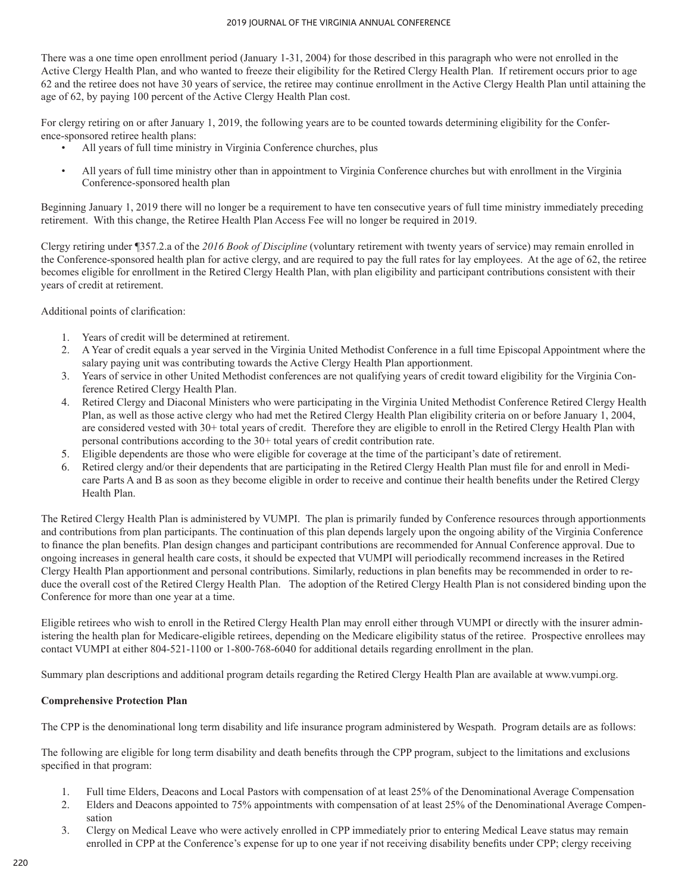There was a one time open enrollment period (January 1-31, 2004) for those described in this paragraph who were not enrolled in the Active Clergy Health Plan, and who wanted to freeze their eligibility for the Retired Clergy Health Plan. If retirement occurs prior to age 62 and the retiree does not have 30 years of service, the retiree may continue enrollment in the Active Clergy Health Plan until attaining the age of 62, by paying 100 percent of the Active Clergy Health Plan cost.

For clergy retiring on or after January 1, 2019, the following years are to be counted towards determining eligibility for the Conference-sponsored retiree health plans:

- All years of full time ministry in Virginia Conference churches, plus
- All years of full time ministry other than in appointment to Virginia Conference churches but with enrollment in the Virginia Conference-sponsored health plan

Beginning January 1, 2019 there will no longer be a requirement to have ten consecutive years of full time ministry immediately preceding retirement. With this change, the Retiree Health Plan Access Fee will no longer be required in 2019.

Clergy retiring under ¶357.2.a of the *2016 Book of Discipline* (voluntary retirement with twenty years of service) may remain enrolled in the Conference-sponsored health plan for active clergy, and are required to pay the full rates for lay employees. At the age of 62, the retiree becomes eligible for enrollment in the Retired Clergy Health Plan, with plan eligibility and participant contributions consistent with their years of credit at retirement.

Additional points of clarification:

1. Years of credit will be determined at retirement.
2. A Year of credit equals a year served in the Virginia United Methodist Conference in a full time Episcopal Appointment where the salary paying unit was contributing towards the Active Clergy Health Plan apportionment.
3. Years of service in other United Methodist conferences are not qualifying years of credit toward eligibility for the Virginia Conference Retired Clergy Health Plan.
4. Retired Clergy and Diaconal Ministers who were participating in the Virginia United Methodist Conference Retired Clergy Health Plan, as well as those active clergy who had met the Retired Clergy Health Plan eligibility criteria on or before January 1, 2004, are considered vested with 30+ total years of credit. Therefore they are eligible to enroll in the Retired Clergy Health Plan with personal contributions according to the 30+ total years of credit contribution rate.
5. Eligible dependents are those who were eligible for coverage at the time of the participant's date of retirement.
6. Retired clergy and/or their dependents that are participating in the Retired Clergy Health Plan must file for and enroll in Medicare Parts A and B as soon as they become eligible in order to receive and continue their health benefits under the Retired Clergy Health Plan.

The Retired Clergy Health Plan is administered by VUMPI. The plan is primarily funded by Conference resources through apportionments and contributions from plan participants. The continuation of this plan depends largely upon the ongoing ability of the Virginia Conference to finance the plan benefits. Plan design changes and participant contributions are recommended for Annual Conference approval. Due to ongoing increases in general health care costs, it should be expected that VUMPI will periodically recommend increases in the Retired Clergy Health Plan apportionment and personal contributions. Similarly, reductions in plan benefits may be recommended in order to reduce the overall cost of the Retired Clergy Health Plan. The adoption of the Retired Clergy Health Plan is not considered binding upon the Conference for more than one year at a time.

Eligible retirees who wish to enroll in the Retired Clergy Health Plan may enroll either through VUMPI or directly with the insurer administering the health plan for Medicare-eligible retirees, depending on the Medicare eligibility status of the retiree. Prospective enrollees may contact VUMPI at either 804-521-1100 or 1-800-768-6040 for additional details regarding enrollment in the plan.

Summary plan descriptions and additional program details regarding the Retired Clergy Health Plan are available at www.vumpi.org.

**Comprehensive Protection Plan**

The CPP is the denominational long term disability and life insurance program administered by Wespath. Program details are as follows:

The following are eligible for long term disability and death benefits through the CPP program, subject to the limitations and exclusions specified in that program:

1. Full time Elders, Deacons and Local Pastors with compensation of at least 25% of the Denominational Average Compensation
2. Elders and Deacons appointed to 75% appointments with compensation of at least 25% of the Denominational Average Compensation
3. Clergy on Medical Leave who were actively enrolled in CPP immediately prior to entering Medical Leave status may remain enrolled in CPP at the Conference's expense for up to one year if not receiving disability benefits under CPP; clergy receiving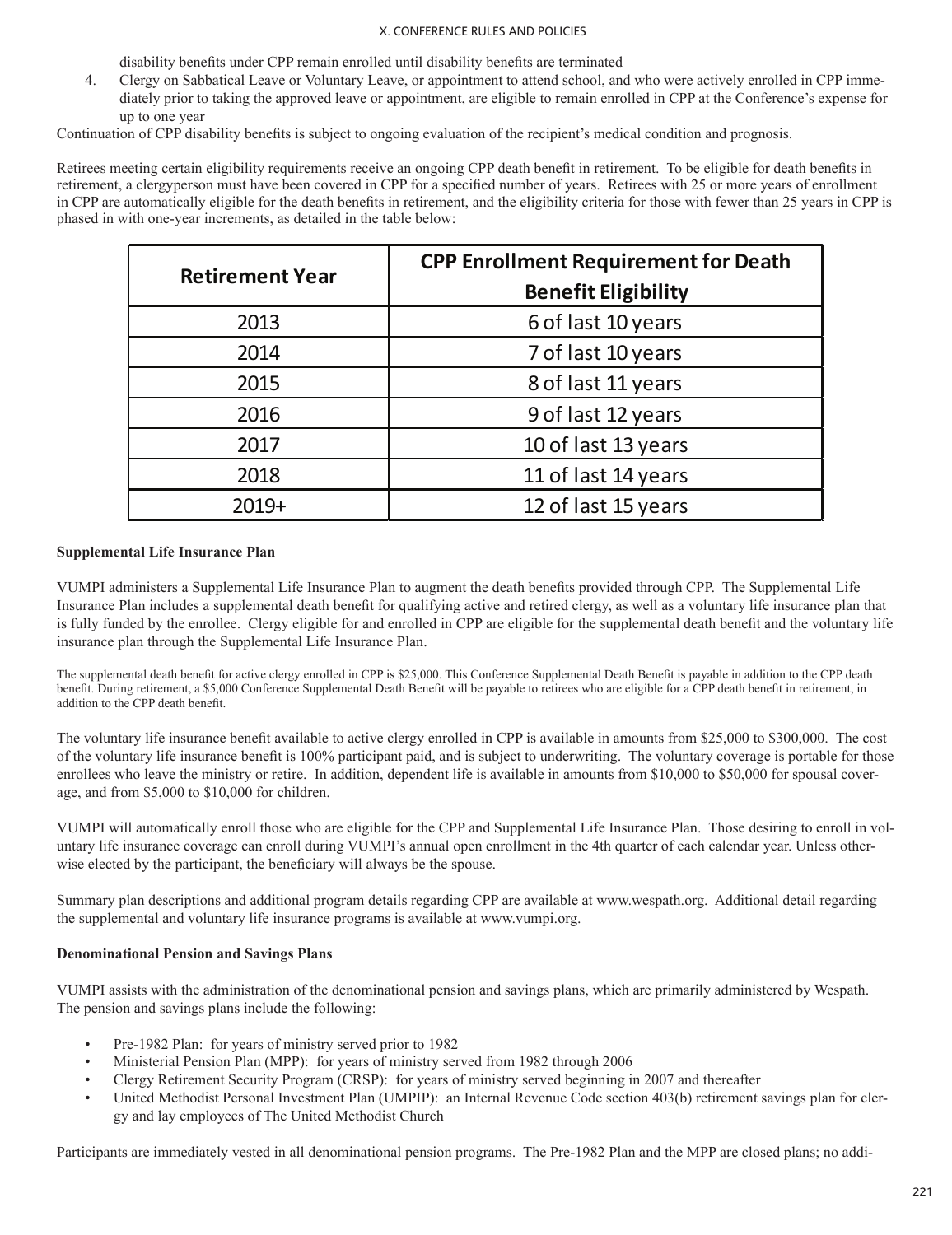disability benefits under CPP remain enrolled until disability benefits are terminated

4. Clergy on Sabbatical Leave or Voluntary Leave, or appointment to attend school, and who were actively enrolled in CPP immediately prior to taking the approved leave or appointment, are eligible to remain enrolled in CPP at the Conference's expense for up to one year

Continuation of CPP disability benefits is subject to ongoing evaluation of the recipient's medical condition and prognosis.

Retirees meeting certain eligibility requirements receive an ongoing CPP death benefit in retirement. To be eligible for death benefits in retirement, a clergyperson must have been covered in CPP for a specified number of years. Retirees with 25 or more years of enrollment in CPP are automatically eligible for the death benefits in retirement, and the eligibility criteria for those with fewer than 25 years in CPP is phased in with one-year increments, as detailed in the table below:

| Retirement Year | CPP Enrollment Requirement for Death Benefit Eligibility |
|---|---|
| 2013 | 6 of last 10 years |
| 2014 | 7 of last 10 years |
| 2015 | 8 of last 11 years |
| 2016 | 9 of last 12 years |
| 2017 | 10 of last 13 years |
| 2018 | 11 of last 14 years |
| 2019+ | 12 of last 15 years |

**Supplemental Life Insurance Plan**

VUMPI administers a Supplemental Life Insurance Plan to augment the death benefits provided through CPP. The Supplemental Life Insurance Plan includes a supplemental death benefit for qualifying active and retired clergy, as well as a voluntary life insurance plan that is fully funded by the enrollee. Clergy eligible for and enrolled in CPP are eligible for the supplemental death benefit and the voluntary life insurance plan through the Supplemental Life Insurance Plan.

The supplemental death benefit for active clergy enrolled in CPP is $25,000. This Conference Supplemental Death Benefit is payable in addition to the CPP death benefit. During retirement, a $5,000 Conference Supplemental Death Benefit will be payable to retirees who are eligible for a CPP death benefit in retirement, in addition to the CPP death benefit.

The voluntary life insurance benefit available to active clergy enrolled in CPP is available in amounts from $25,000 to $300,000. The cost of the voluntary life insurance benefit is 100% participant paid, and is subject to underwriting. The voluntary coverage is portable for those enrollees who leave the ministry or retire. In addition, dependent life is available in amounts from $10,000 to $50,000 for spousal coverage, and from $5,000 to $10,000 for children.

VUMPI will automatically enroll those who are eligible for the CPP and Supplemental Life Insurance Plan. Those desiring to enroll in voluntary life insurance coverage can enroll during VUMPI's annual open enrollment in the 4th quarter of each calendar year. Unless otherwise elected by the participant, the beneficiary will always be the spouse.

Summary plan descriptions and additional program details regarding CPP are available at www.wespath.org. Additional detail regarding the supplemental and voluntary life insurance programs is available at www.vumpi.org.

**Denominational Pension and Savings Plans**

VUMPI assists with the administration of the denominational pension and savings plans, which are primarily administered by Wespath. The pension and savings plans include the following:

- Pre-1982 Plan: for years of ministry served prior to 1982
- Ministerial Pension Plan (MPP): for years of ministry served from 1982 through 2006
- Clergy Retirement Security Program (CRSP): for years of ministry served beginning in 2007 and thereafter
- United Methodist Personal Investment Plan (UMPIP): an Internal Revenue Code section 403(b) retirement savings plan for clergy and lay employees of The United Methodist Church

Participants are immediately vested in all denominational pension programs. The Pre-1982 Plan and the MPP are closed plans; no addi-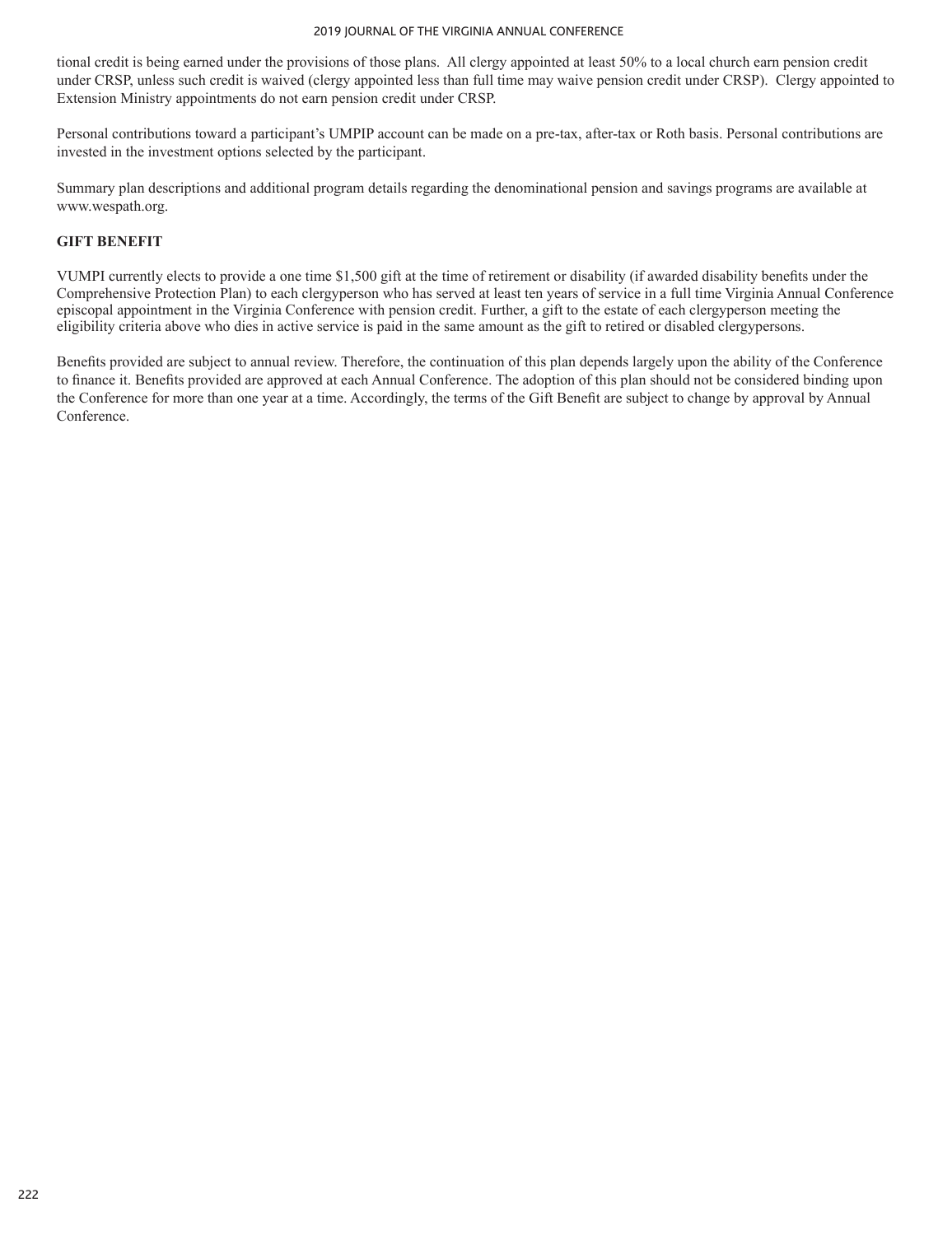tional credit is being earned under the provisions of those plans. All clergy appointed at least 50% to a local church earn pension credit under CRSP, unless such credit is waived (clergy appointed less than full time may waive pension credit under CRSP). Clergy appointed to Extension Ministry appointments do not earn pension credit under CRSP.

Personal contributions toward a participant's UMPIP account can be made on a pre-tax, after-tax or Roth basis. Personal contributions are invested in the investment options selected by the participant.

Summary plan descriptions and additional program details regarding the denominational pension and savings programs are available at www.wespath.org.

**GIFT BENEFIT**

VUMPI currently elects to provide a one time $1,500 gift at the time of retirement or disability (if awarded disability benefits under the Comprehensive Protection Plan) to each clergyperson who has served at least ten years of service in a full time Virginia Annual Conference episcopal appointment in the Virginia Conference with pension credit. Further, a gift to the estate of each clergyperson meeting the eligibility criteria above who dies in active service is paid in the same amount as the gift to retired or disabled clergypersons.

Benefits provided are subject to annual review. Therefore, the continuation of this plan depends largely upon the ability of the Conference to finance it. Benefits provided are approved at each Annual Conference. The adoption of this plan should not be considered binding upon the Conference for more than one year at a time. Accordingly, the terms of the Gift Benefit are subject to change by approval by Annual Conference.